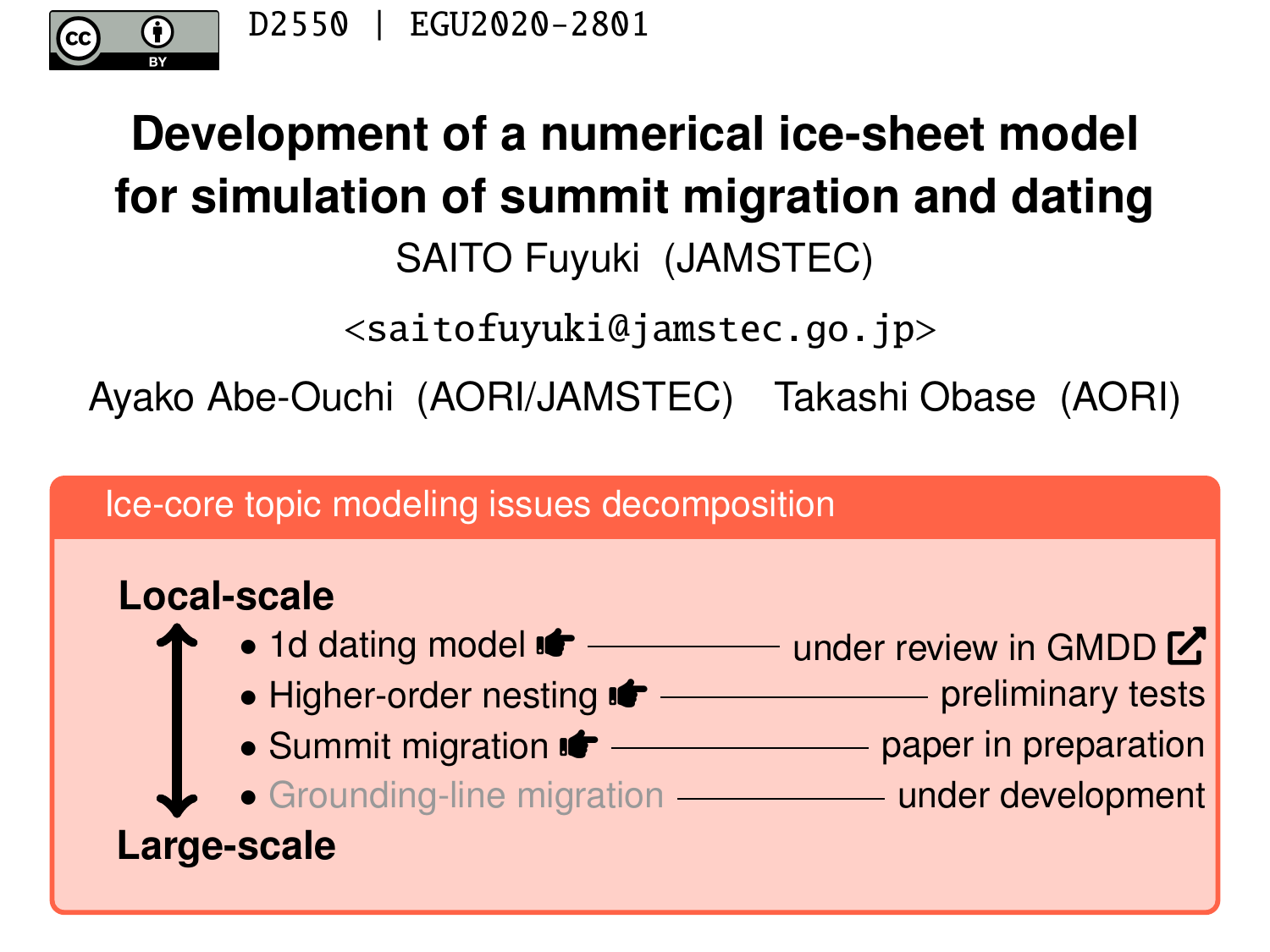D2550 | EGU2020-2801

# Development of a numerical ice-sheet model for simulation of summit migration and dating

SAITO Fuyuki (JAMSTEC)

<saitofuyuki@jamstec.go.jp>

Ayako Abe-Ouchi (AORI/JAMSTEC) Takashi Obase (AORI)

## Ice-core topic modeling issues decomposition

**Local-scale**

- 1d dating model — under review in GMDD
- Higher-order nesting — preliminary tests
- Summit migration — paper in preparation
- Grounding-line migration — under development

**Large-scale**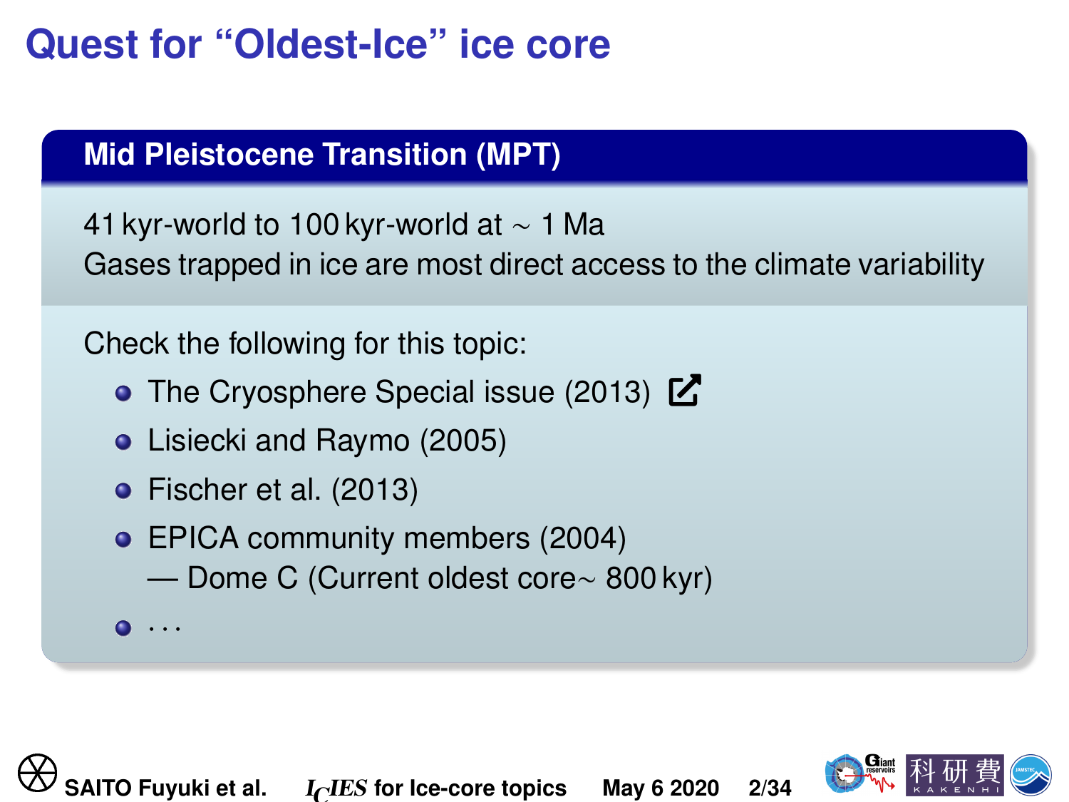# Quest for “Oldest-Ice” ice core

## Mid Pleistocene Transition (MPT)

41 kyr-world to 100 kyr-world at $\sim$ 1 Ma

Gases trapped in ice are most direct access to the climate variability

Check the following for this topic:

- The Cryosphere Special issue (2013)
- Lisiecki and Raymo (2005)
- Fischer et al. (2013)
- EPICA community members (2004)
  — Dome C (Current oldest core$\sim$ 800 kyr)
- …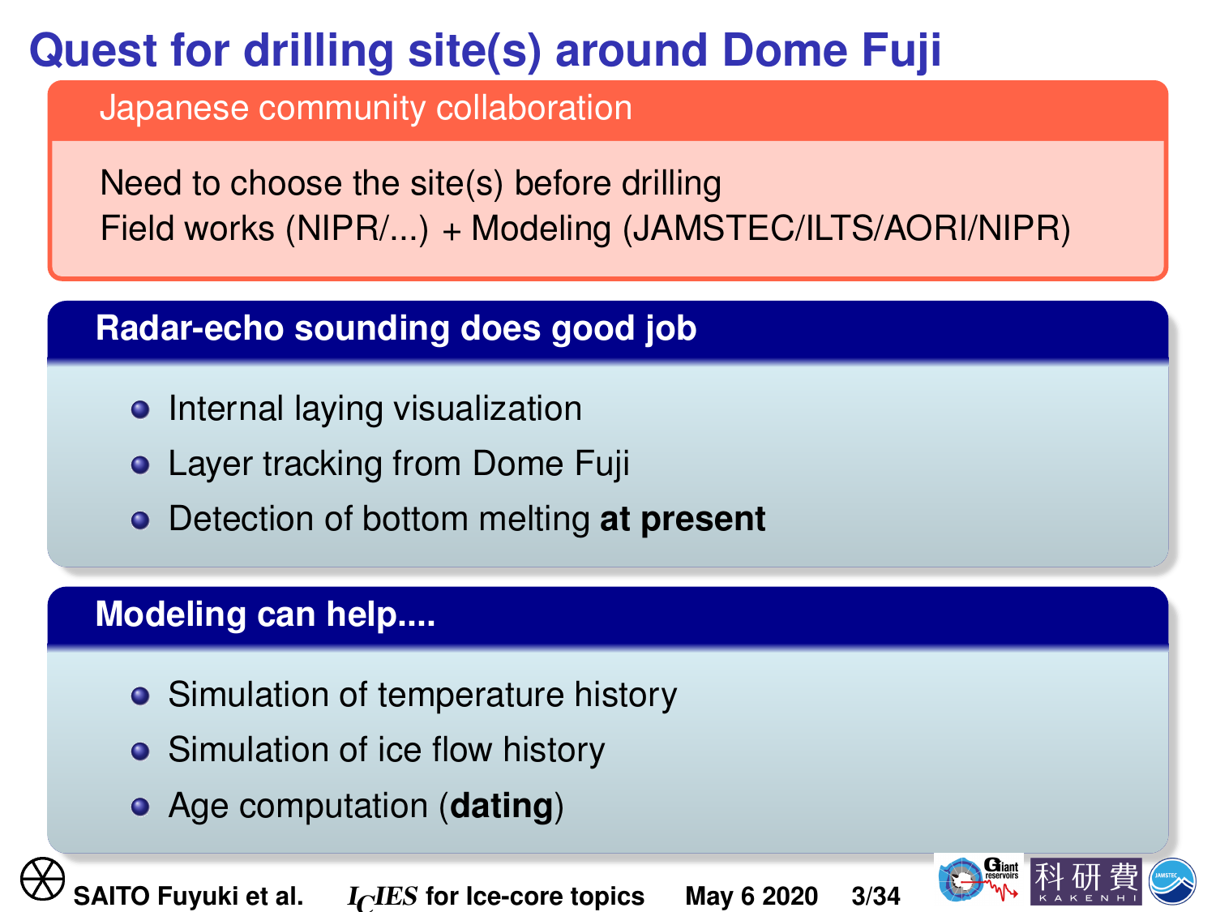# Quest for drilling site(s) around Dome Fuji

## Japanese community collaboration

Need to choose the site(s) before drilling
Field works (NIPR/...) + Modeling (JAMSTEC/ILTS/AORI/NIPR)

## Radar-echo sounding does good job

- Internal laying visualization
- Layer tracking from Dome Fuji
- Detection of bottom melting **at present**

## Modeling can help....

- Simulation of temperature history
- Simulation of ice flow history
- Age computation (**dating**)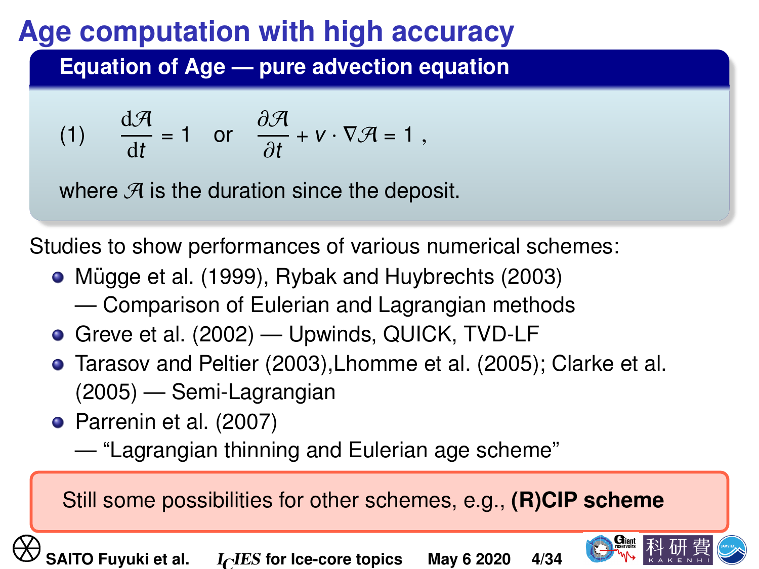# Age computation with high accuracy

## Equation of Age — pure advection equation

$$\frac{\mathrm{d}\mathcal{A}}{\mathrm{d}t} = 1 \quad \text{or} \quad \frac{\partial \mathcal{A}}{\partial t} + v \cdot \nabla \mathcal{A} = 1 \, , \tag{1}$$

where $\mathcal{A}$ is the duration since the deposit.

Studies to show performances of various numerical schemes:

- Mügge et al. (1999), Rybak and Huybrechts (2003) — Comparison of Eulerian and Lagrangian methods
- Greve et al. (2002) — Upwinds, QUICK, TVD-LF
- Tarasov and Peltier (2003),Lhomme et al. (2005); Clarke et al. (2005) — Semi-Lagrangian
- Parrenin et al. (2007) — "Lagrangian thinning and Eulerian age scheme"

Still some possibilities for other schemes, e.g., **(R)CIP scheme**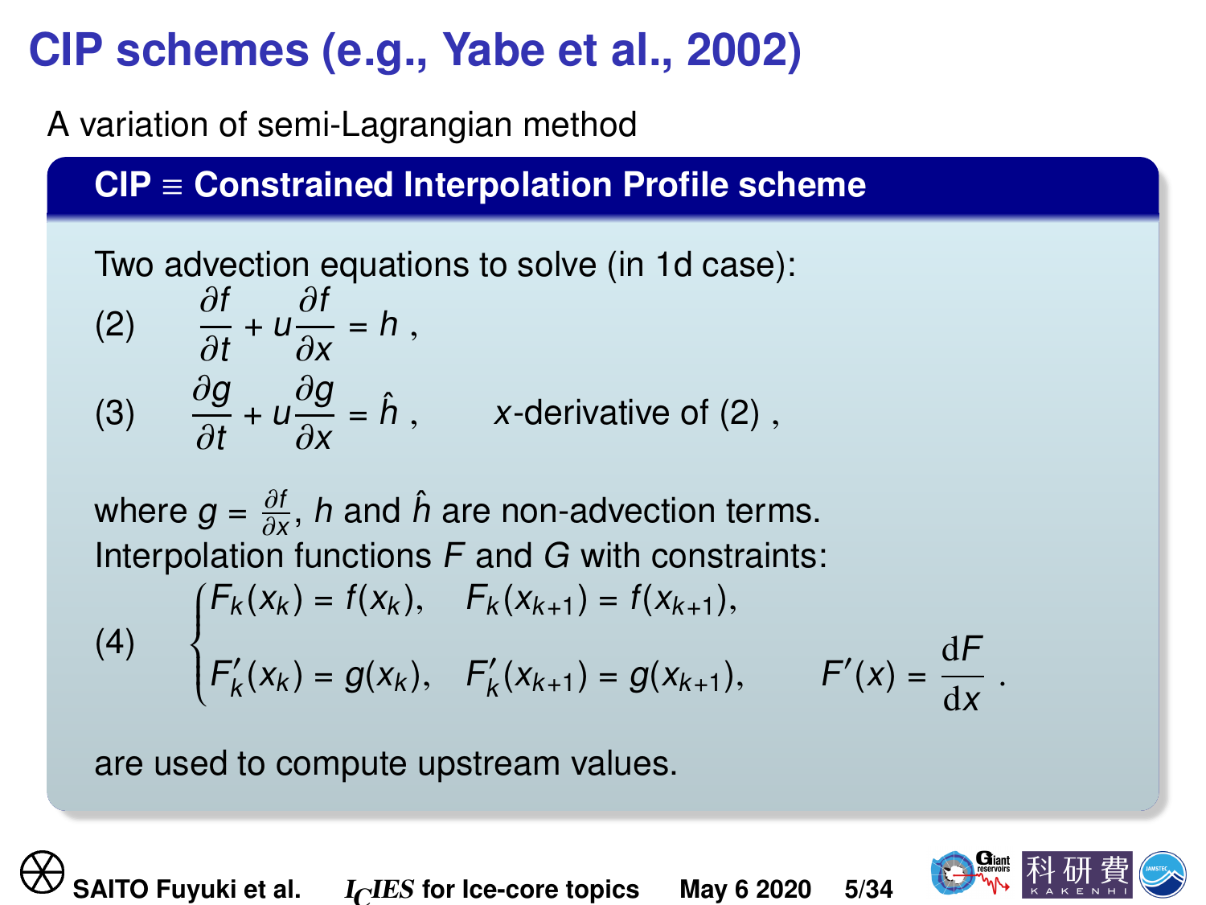# CIP schemes (e.g., Yabe et al., 2002)

A variation of semi-Lagrangian method

**CIP $\equiv$ Constrained Interpolation Profile scheme**

Two advection equations to solve (in 1d case):

$$\frac{\partial f}{\partial t} + u\frac{\partial f}{\partial x} = h \,, \tag{2}$$

$$\frac{\partial g}{\partial t} + u\frac{\partial g}{\partial x} = \hat{h} \,, \qquad x\text{-derivative of (2)} \,, \tag{3}$$

where $g = \frac{\partial f}{\partial x}$, $h$ and $\hat{h}$ are non-advection terms.
Interpolation functions $F$ and $G$ with constraints:

$$\begin{cases} F_k(x_k) = f(x_k), & F_k(x_{k+1}) = f(x_{k+1}), \\ F'_k(x_k) = g(x_k), & F'_k(x_{k+1}) = g(x_{k+1}), \end{cases} \qquad F'(x) = \frac{\mathrm{d}F}{\mathrm{d}x} \,. \tag{4}$$

are used to compute upstream values.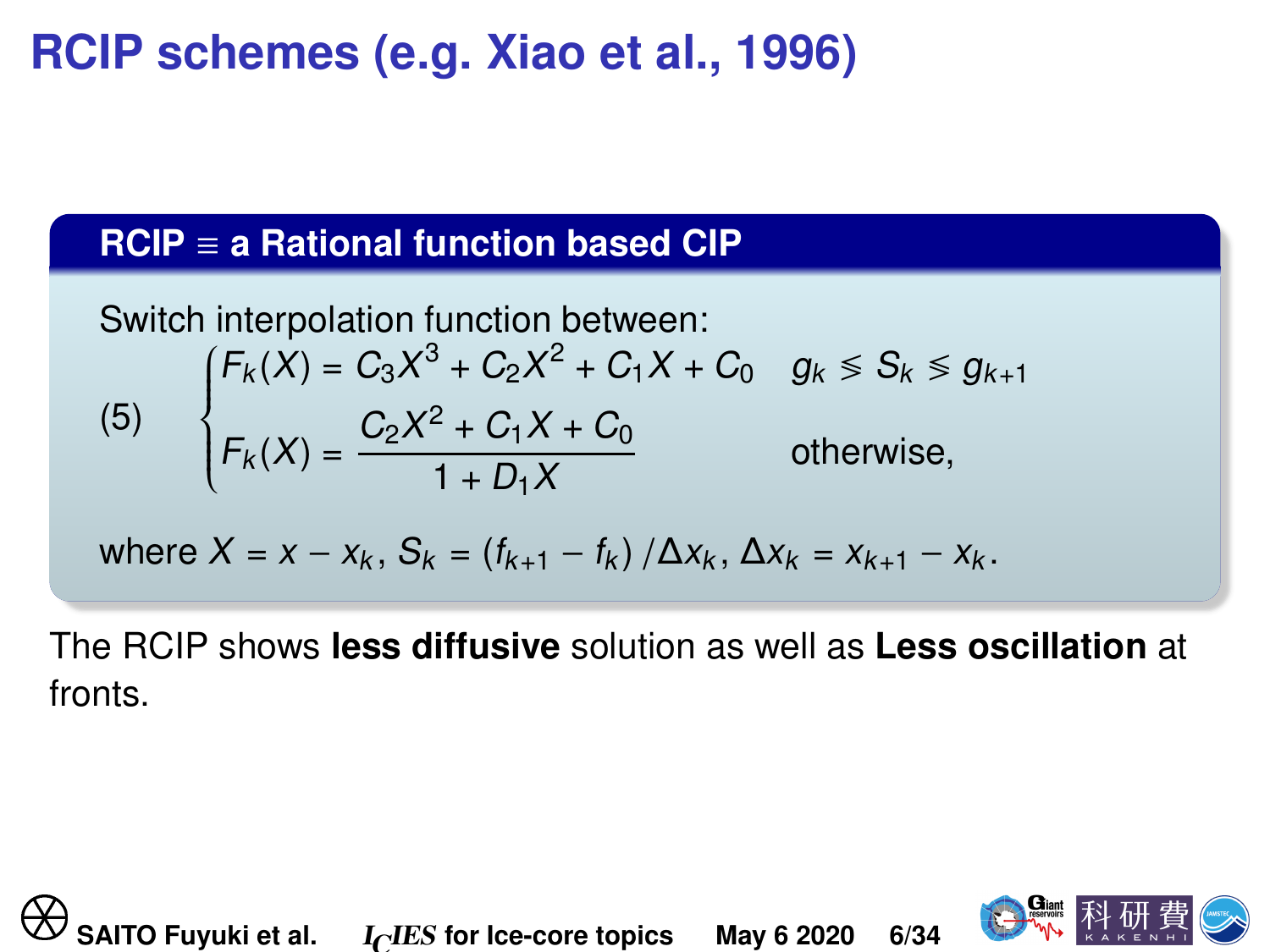# RCIP schemes (e.g. Xiao et al., 1996)

## RCIP ≡ a Rational function based CIP

Switch interpolation function between:

$$
(5) \quad \begin{cases} F_k(X) = C_3 X^3 + C_2 X^2 + C_1 X + C_0 & g_k \lesseqgtr S_k \lesseqgtr g_{k+1} \\ F_k(X) = \dfrac{C_2 X^2 + C_1 X + C_0}{1 + D_1 X} & \text{otherwise,} \end{cases}
$$

where $X = x - x_k$, $S_k = (f_{k+1} - f_k)/\Delta x_k$, $\Delta x_k = x_{k+1} - x_k$.

The RCIP shows **less diffusive** solution as well as **Less oscillation** at fronts.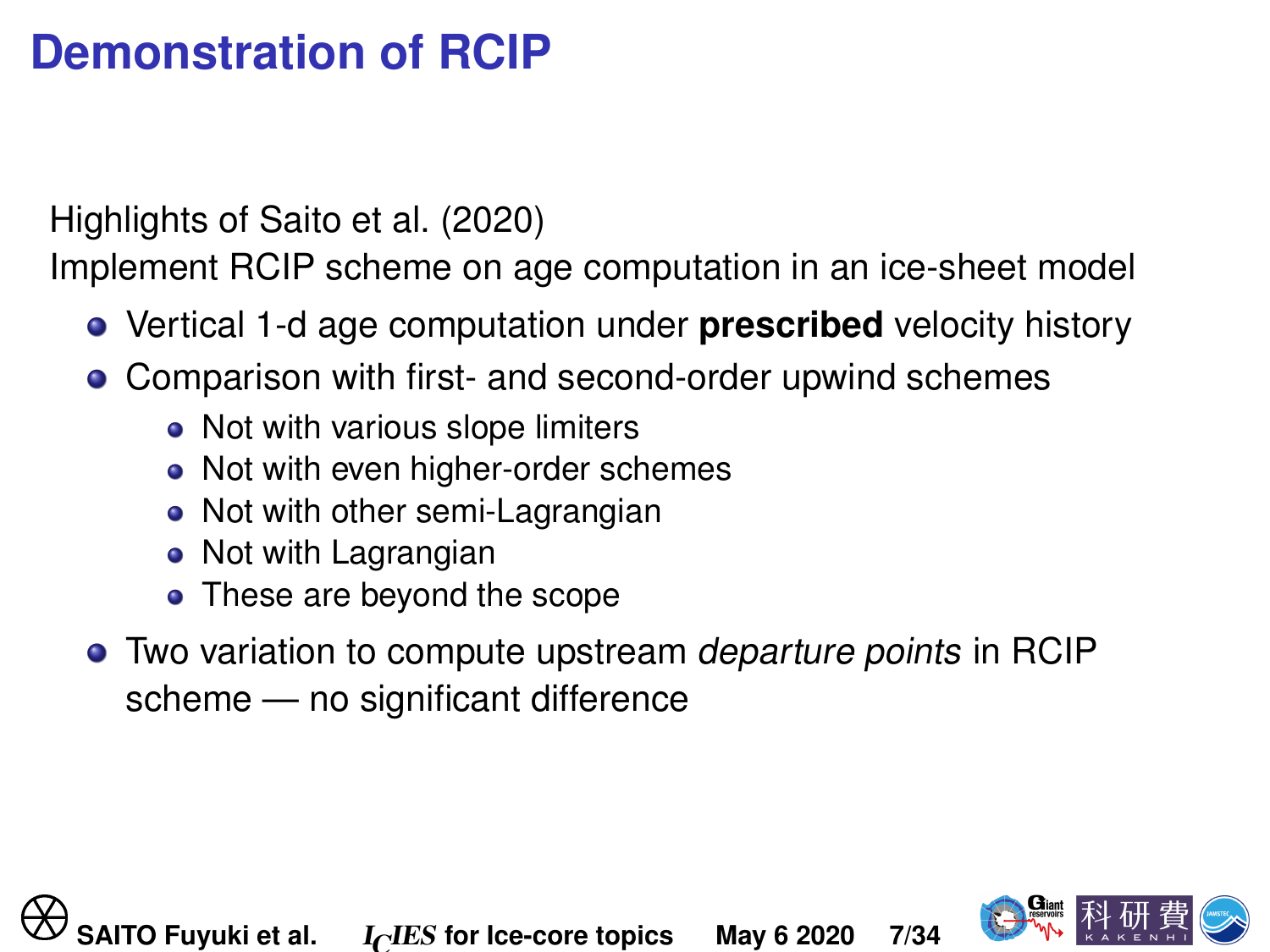# Demonstration of RCIP

Highlights of Saito et al. (2020)

Implement RCIP scheme on age computation in an ice-sheet model

- Vertical 1-d age computation under **prescribed** velocity history
- Comparison with first- and second-order upwind schemes
  - Not with various slope limiters
  - Not with even higher-order schemes
  - Not with other semi-Lagrangian
  - Not with Lagrangian
  - These are beyond the scope
- Two variation to compute upstream *departure points* in RCIP scheme — no significant difference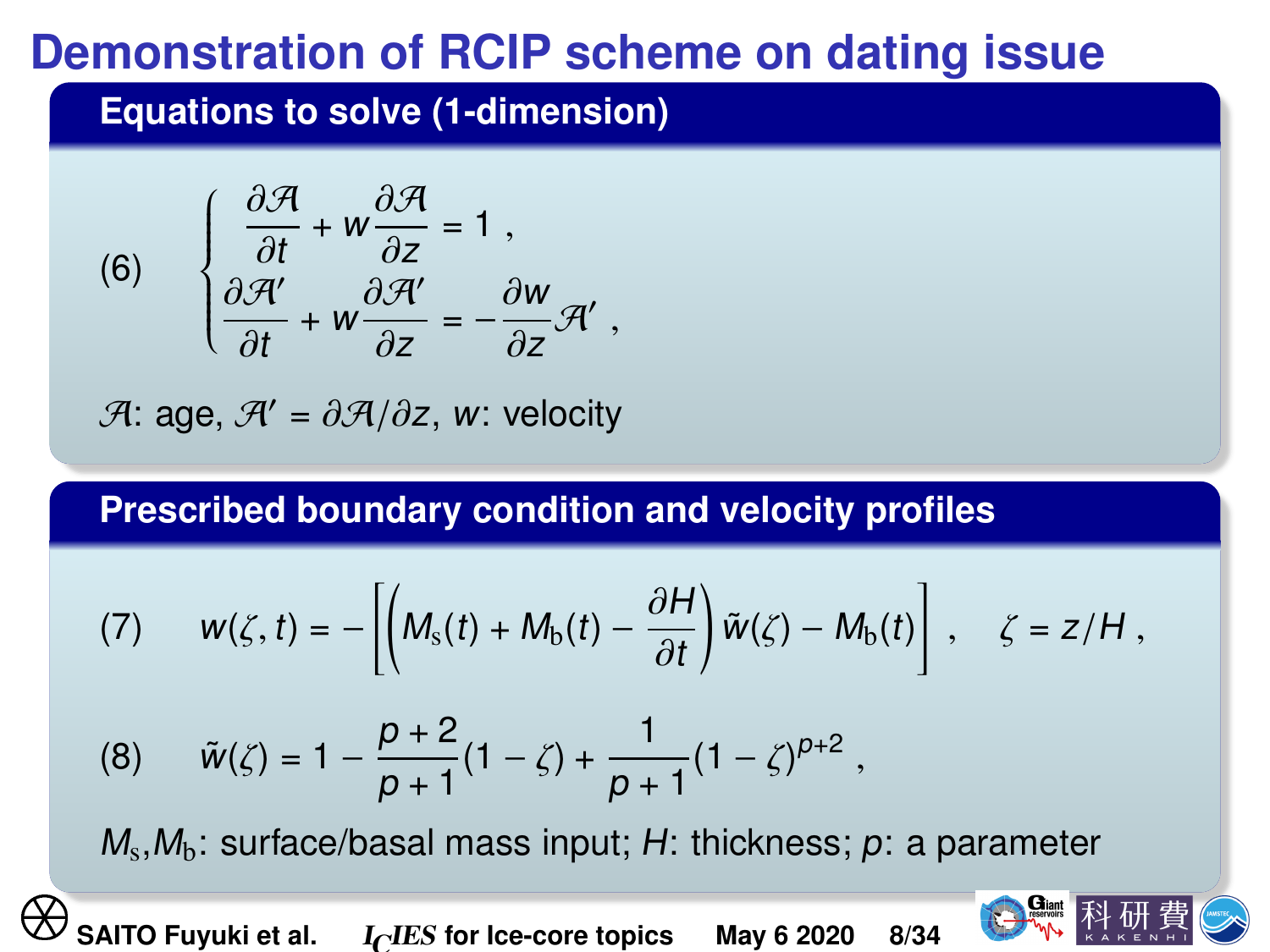# Demonstration of RCIP scheme on dating issue

## Equations to solve (1-dimension)

$$
(6) \quad \begin{cases} \dfrac{\partial \mathcal{A}}{\partial t} + w\dfrac{\partial \mathcal{A}}{\partial z} = 1 \ , \\[2ex] \dfrac{\partial \mathcal{A}'}{\partial t} + w\dfrac{\partial \mathcal{A}'}{\partial z} = -\dfrac{\partial w}{\partial z}\mathcal{A}' \ , \end{cases}
$$

$\mathcal{A}$: age, $\mathcal{A}' = \partial\mathcal{A}/\partial z$, $w$: velocity

## Prescribed boundary condition and velocity profiles

$$
(7) \quad w(\zeta, t) = -\left[\left(M_{\mathrm{s}}(t) + M_{\mathrm{b}}(t) - \frac{\partial H}{\partial t}\right)\tilde{w}(\zeta) - M_{\mathrm{b}}(t)\right] , \quad \zeta = z/H \ ,
$$

$$
(8) \quad \tilde{w}(\zeta) = 1 - \frac{p+2}{p+1}(1-\zeta) + \frac{1}{p+1}(1-\zeta)^{p+2} \ ,
$$

$M_{\mathrm{s}}$,$M_{\mathrm{b}}$: surface/basal mass input; $H$: thickness; $p$: a parameter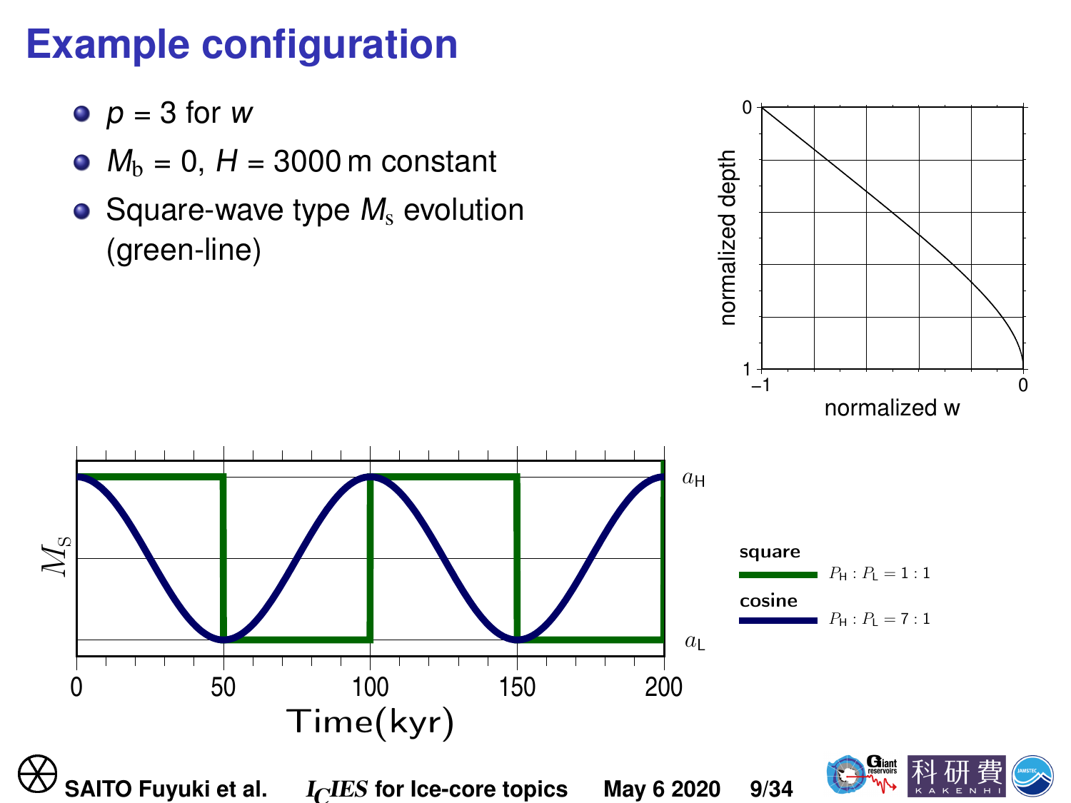# Example configuration

- $p = 3$ for $w$
- $M_b = 0$, $H = 3000$ m constant
- Square-wave type $M_s$ evolution (green-line)

square — $P_H : P_L = 1 : 1$

cosine — $P_H : P_L = 7 : 1$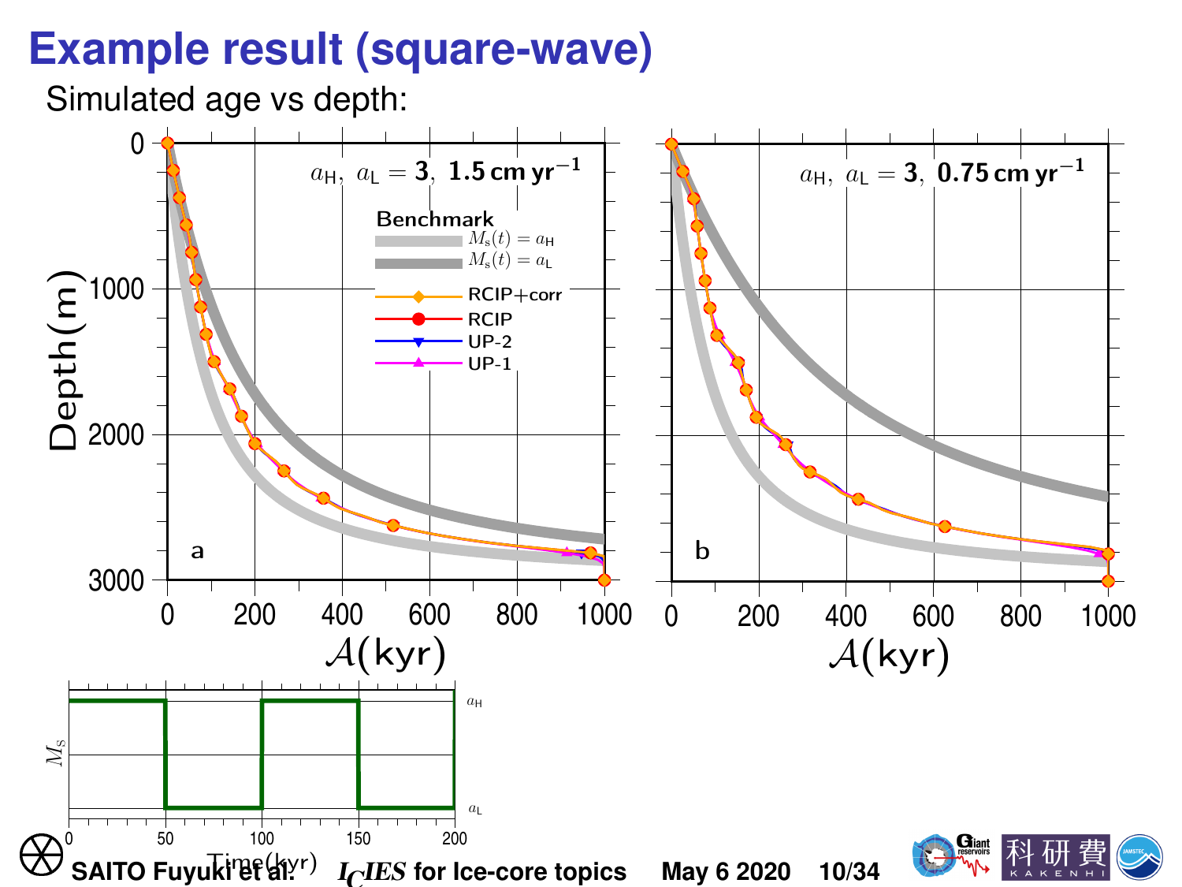# Example result (square-wave)

Simulated age vs depth: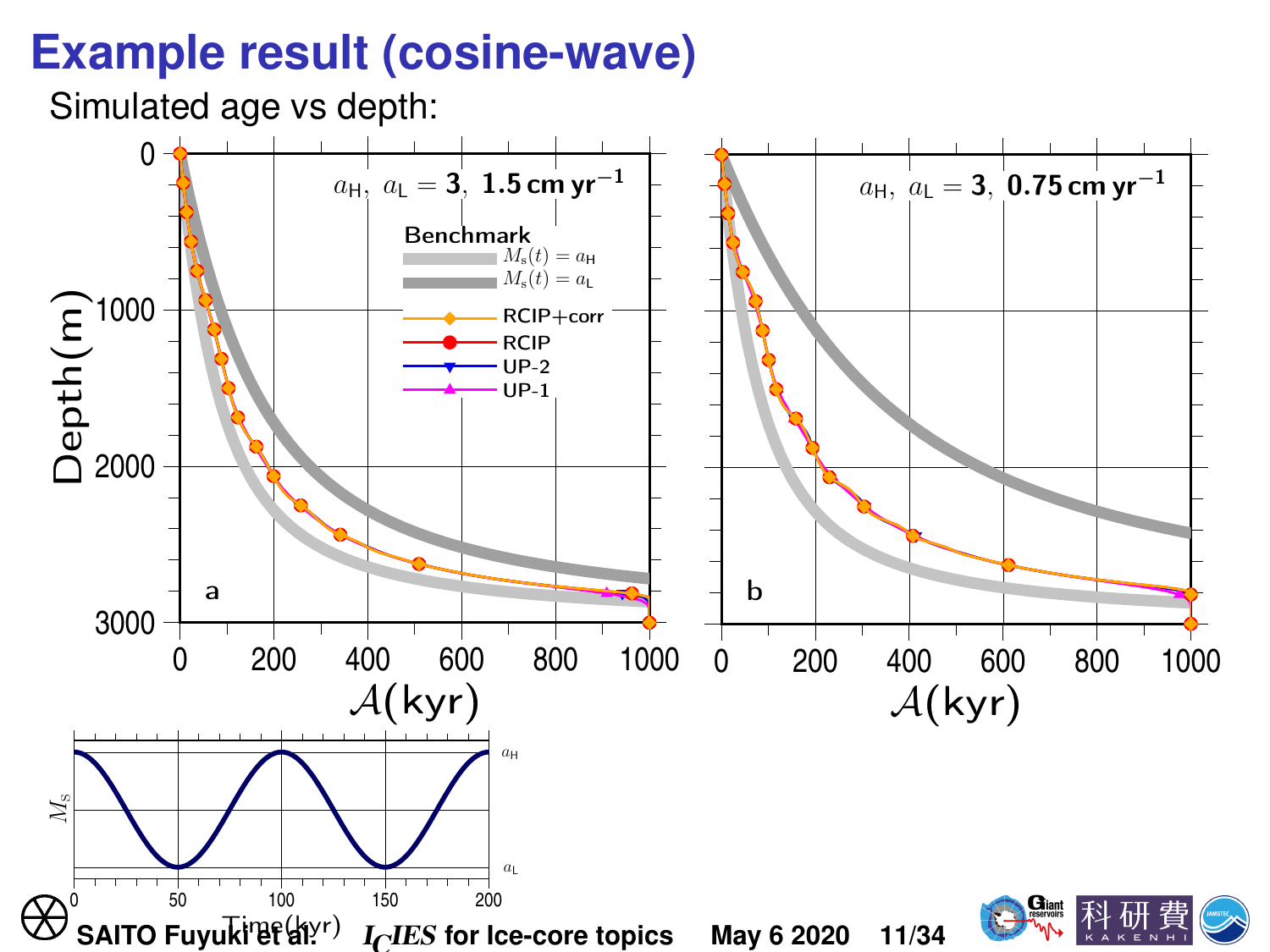# Example result (cosine-wave)

Simulated age vs depth:

Panel a: $a_\mathsf{H},\ a_\mathsf{L} = \mathbf{3},\ \mathbf{1.5\,cm\,yr^{-1}}$

Panel b: $a_\mathsf{H},\ a_\mathsf{L} = \mathbf{3},\ \mathbf{0.75\,cm\,yr^{-1}}$

**Benchmark**

- $M_\mathrm{s}(t) = a_\mathsf{H}$
- $M_\mathrm{s}(t) = a_\mathsf{L}$

- RCIP+corr
- RCIP
- UP-2
- UP-1

Axes: Depth (m) vs $\mathcal{A}$(kyr); $M_\mathrm{S}$ vs Time(kyr), oscillating between $a_\mathsf{H}$ and $a_\mathsf{L}$.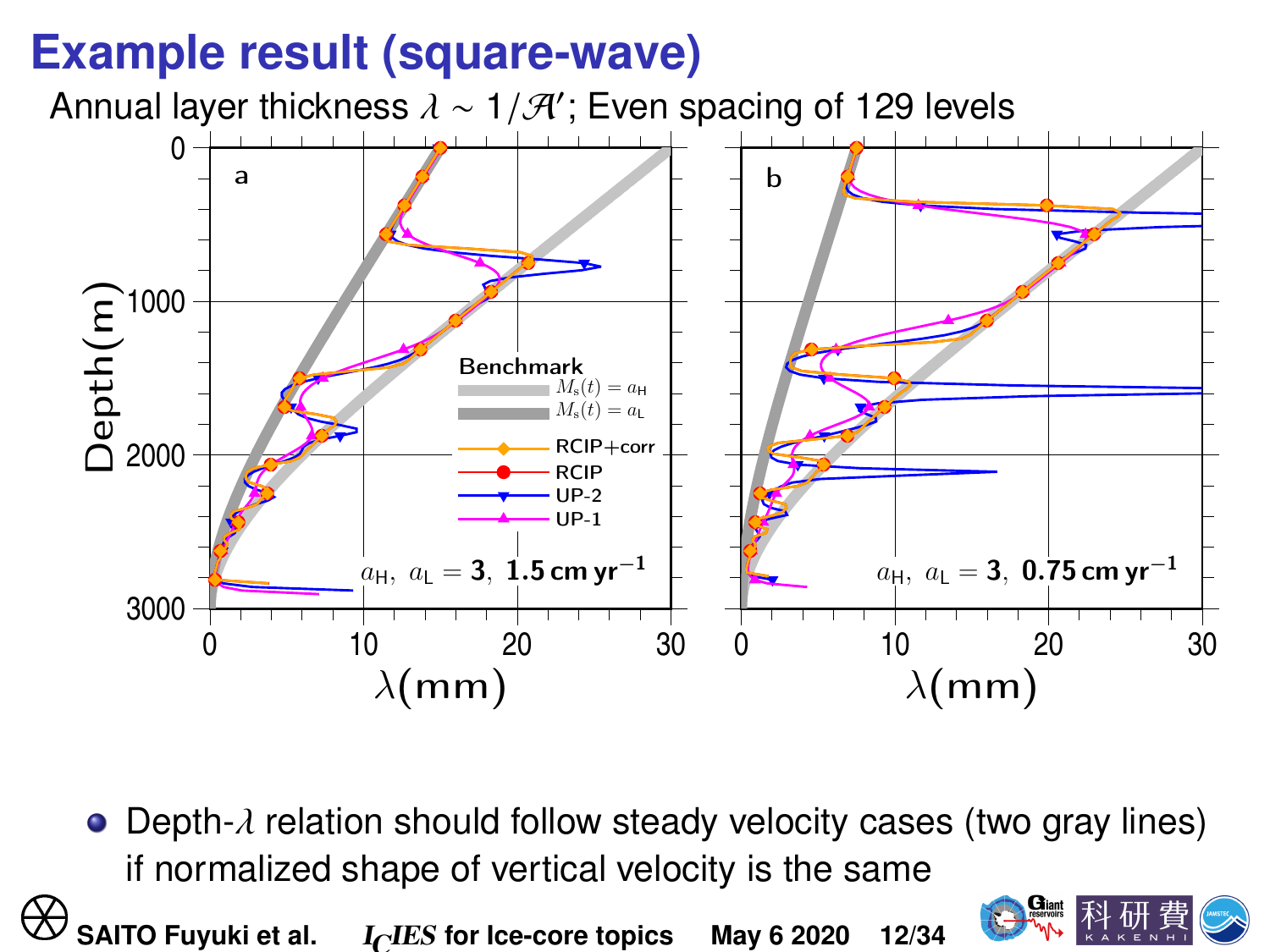# Example result (square-wave)

Annual layer thickness $\lambda \sim 1/\mathscr{A}'$; Even spacing of 129 levels

- Depth-$\lambda$ relation should follow steady velocity cases (two gray lines) if normalized shape of vertical velocity is the same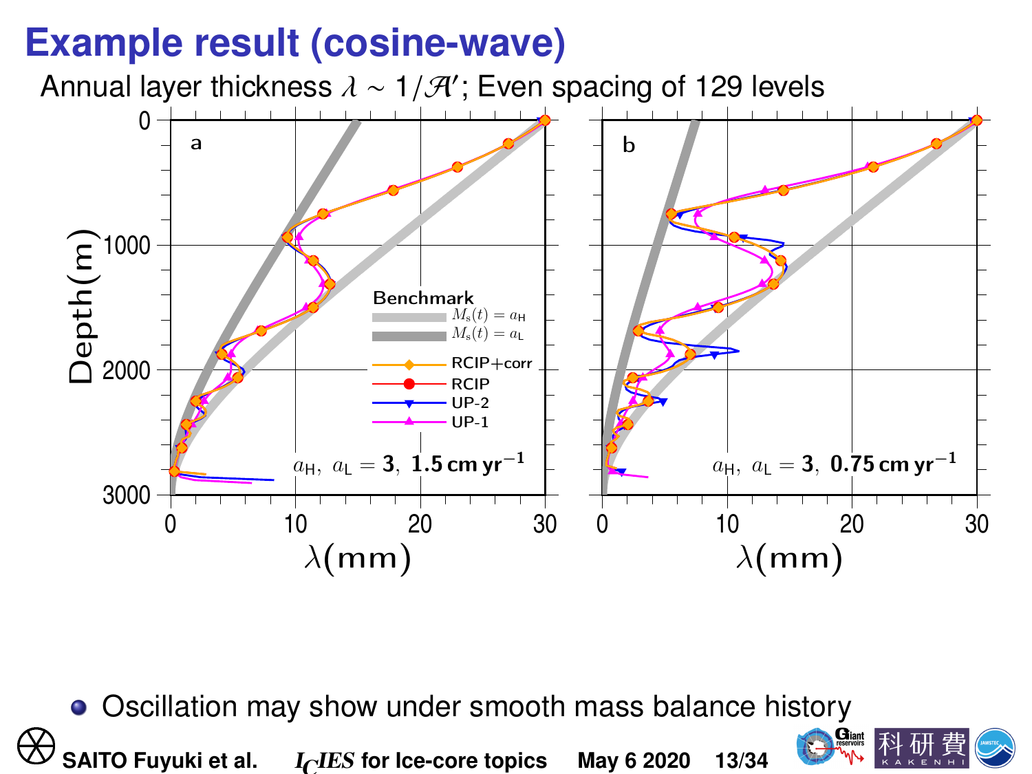# Example result (cosine-wave)

Annual layer thickness $\lambda \sim 1/\mathcal{A}'$; Even spacing of 129 levels

- Oscillation may show under smooth mass balance history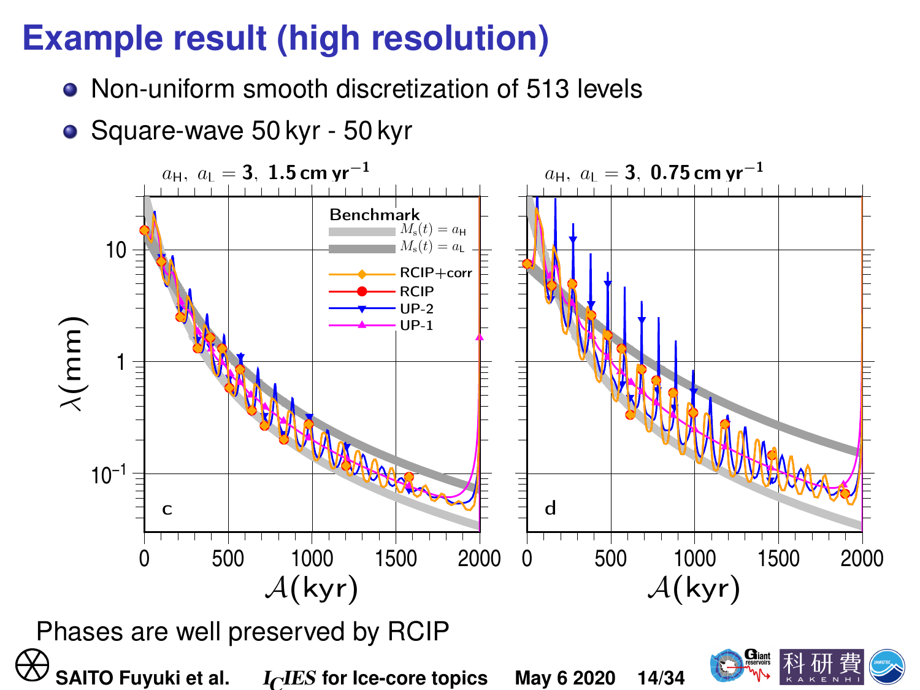# Example result (high resolution)

- Non-uniform smooth discretization of 513 levels
- Square-wave 50 kyr - 50 kyr

Phases are well preserved by RCIP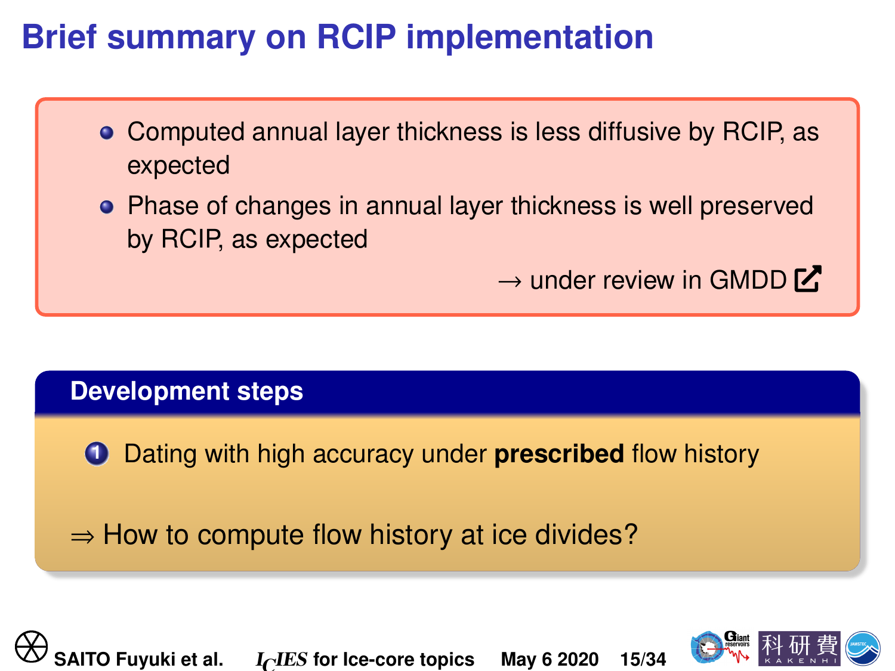# Brief summary on RCIP implementation

- Computed annual layer thickness is less diffusive by RCIP, as expected
- Phase of changes in annual layer thickness is well preserved by RCIP, as expected

→ under review in GMDD

## Development steps

1. Dating with high accuracy under **prescribed** flow history

⇒ How to compute flow history at ice divides?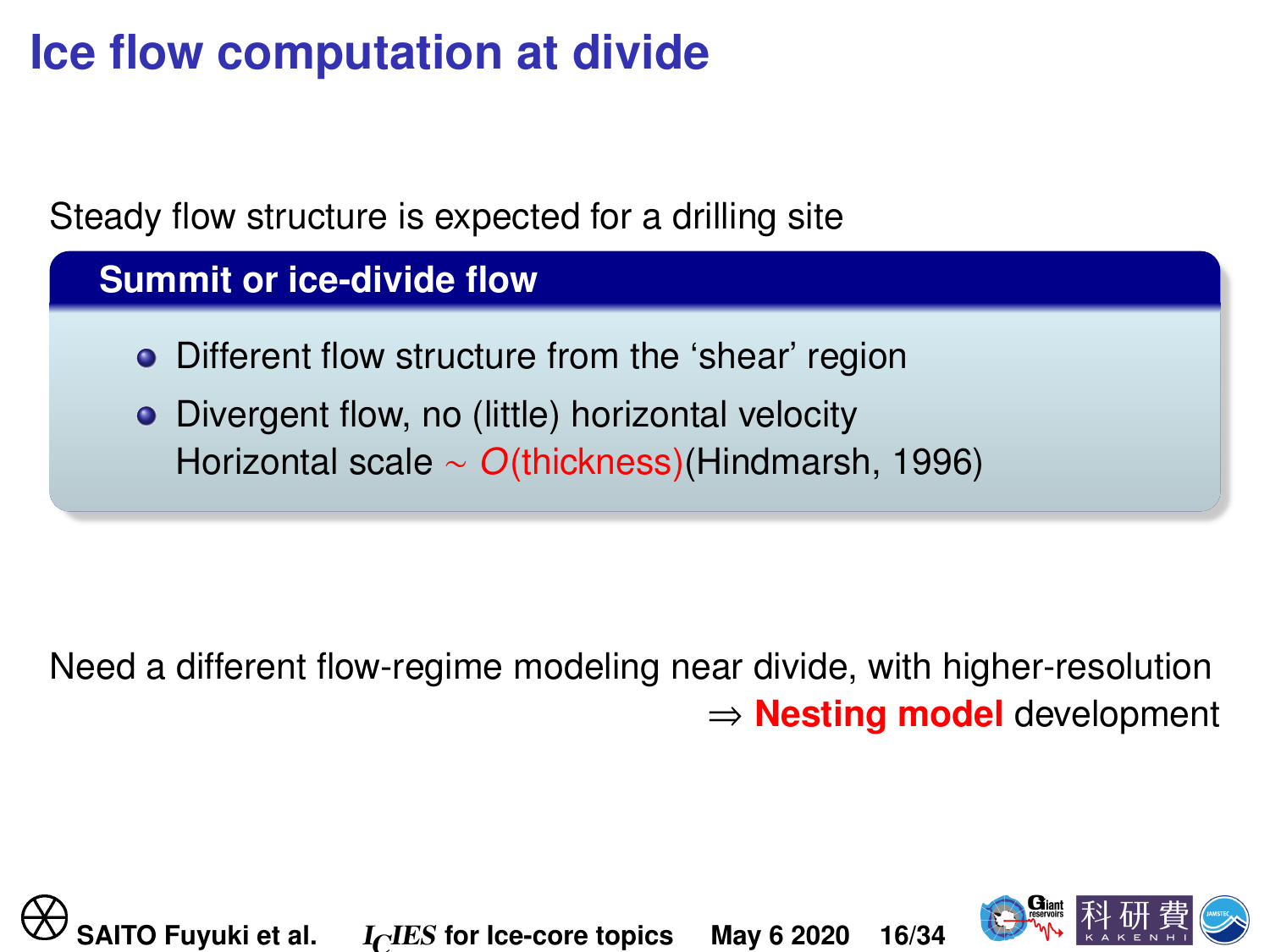# Ice flow computation at divide

Steady flow structure is expected for a drilling site

### Summit or ice-divide flow

- Different flow structure from the 'shear' region
- Divergent flow, no (little) horizontal velocity
  Horizontal scale $\sim$ *O*(thickness)(Hindmarsh, 1996)

Need a different flow-regime modeling near divide, with higher-resolution
$\Rightarrow$ **Nesting model** development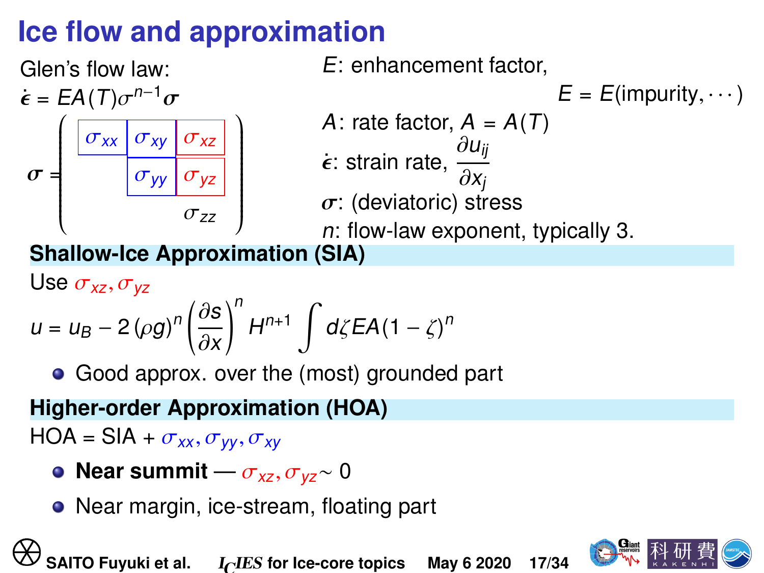# Ice flow and approximation

Glen's flow law:

$$\dot{\boldsymbol{\epsilon}} = EA(T)\sigma^{n-1}\boldsymbol{\sigma}$$

$$\boldsymbol{\sigma} = \begin{pmatrix} \sigma_{xx} & \sigma_{xy} & \sigma_{xz} \\ & \sigma_{yy} & \sigma_{yz} \\ & & \sigma_{zz} \end{pmatrix}$$

$E$: enhancement factor,

$$E = E(\text{impurity}, \cdots)$$

$A$: rate factor, $A = A(T)$

$\dot{\boldsymbol{\epsilon}}$: strain rate, $\dfrac{\partial u_{ij}}{\partial x_j}$

$\boldsymbol{\sigma}$: (deviatoric) stress

$n$: flow-law exponent, typically 3.

## Shallow-Ice Approximation (SIA)

Use $\sigma_{xz}, \sigma_{yz}$

$$u = u_B - 2(\rho g)^n \left(\frac{\partial s}{\partial x}\right)^n H^{n+1} \int d\zeta EA(1-\zeta)^n$$

- Good approx. over the (most) grounded part

## Higher-order Approximation (HOA)

HOA = SIA + $\sigma_{xx}, \sigma_{yy}, \sigma_{xy}$

- **Near summit** — $\sigma_{xz}, \sigma_{yz} \sim 0$
- Near margin, ice-stream, floating part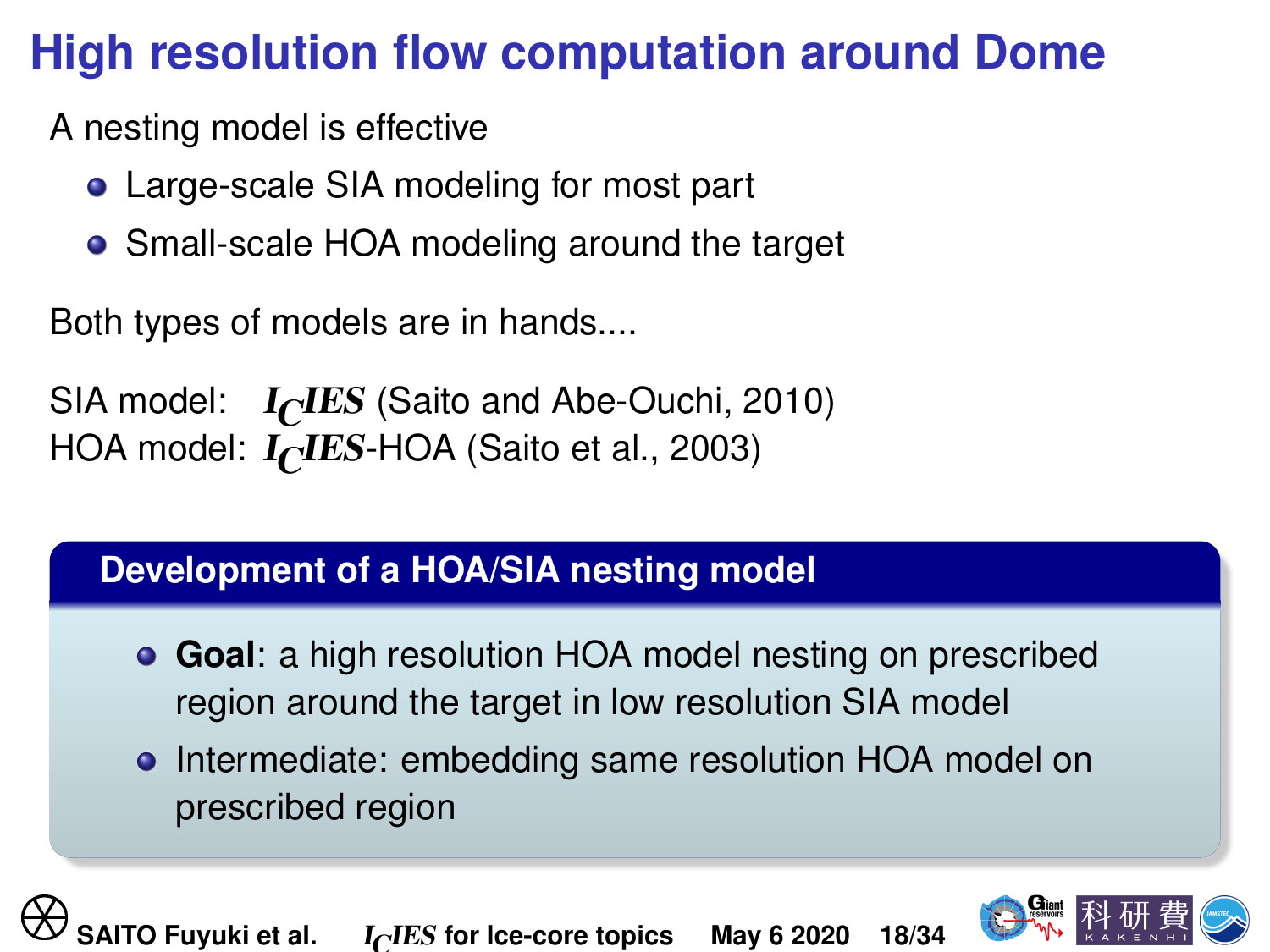# High resolution flow computation around Dome

A nesting model is effective

- Large-scale SIA modeling for most part
- Small-scale HOA modeling around the target

Both types of models are in hands....

SIA model: $I_C IES$ (Saito and Abe-Ouchi, 2010)
HOA model: $I_C IES$-HOA (Saito et al., 2003)

**Development of a HOA/SIA nesting model**

- **Goal**: a high resolution HOA model nesting on prescribed region around the target in low resolution SIA model
- Intermediate: embedding same resolution HOA model on prescribed region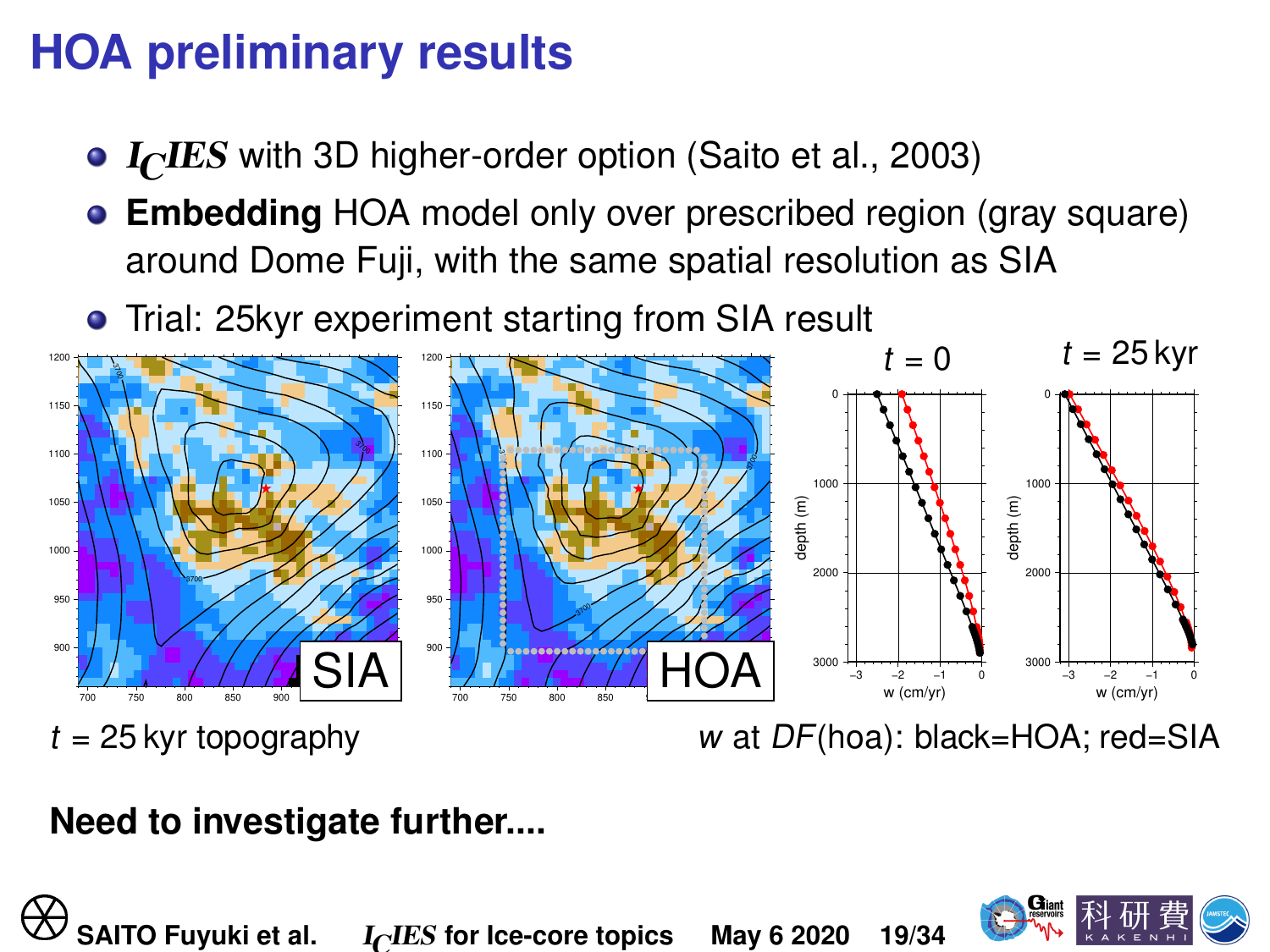# HOA preliminary results

- ***I<sub>C</sub>IES*** with 3D higher-order option (Saito et al., 2003)
- **Embedding** HOA model only over prescribed region (gray square) around Dome Fuji, with the same spatial resolution as SIA
- Trial: 25kyr experiment starting from SIA result

$t$ = 25 kyr topography

$w$ at *DF*(hoa): black=HOA; red=SIA

**Need to investigate further....**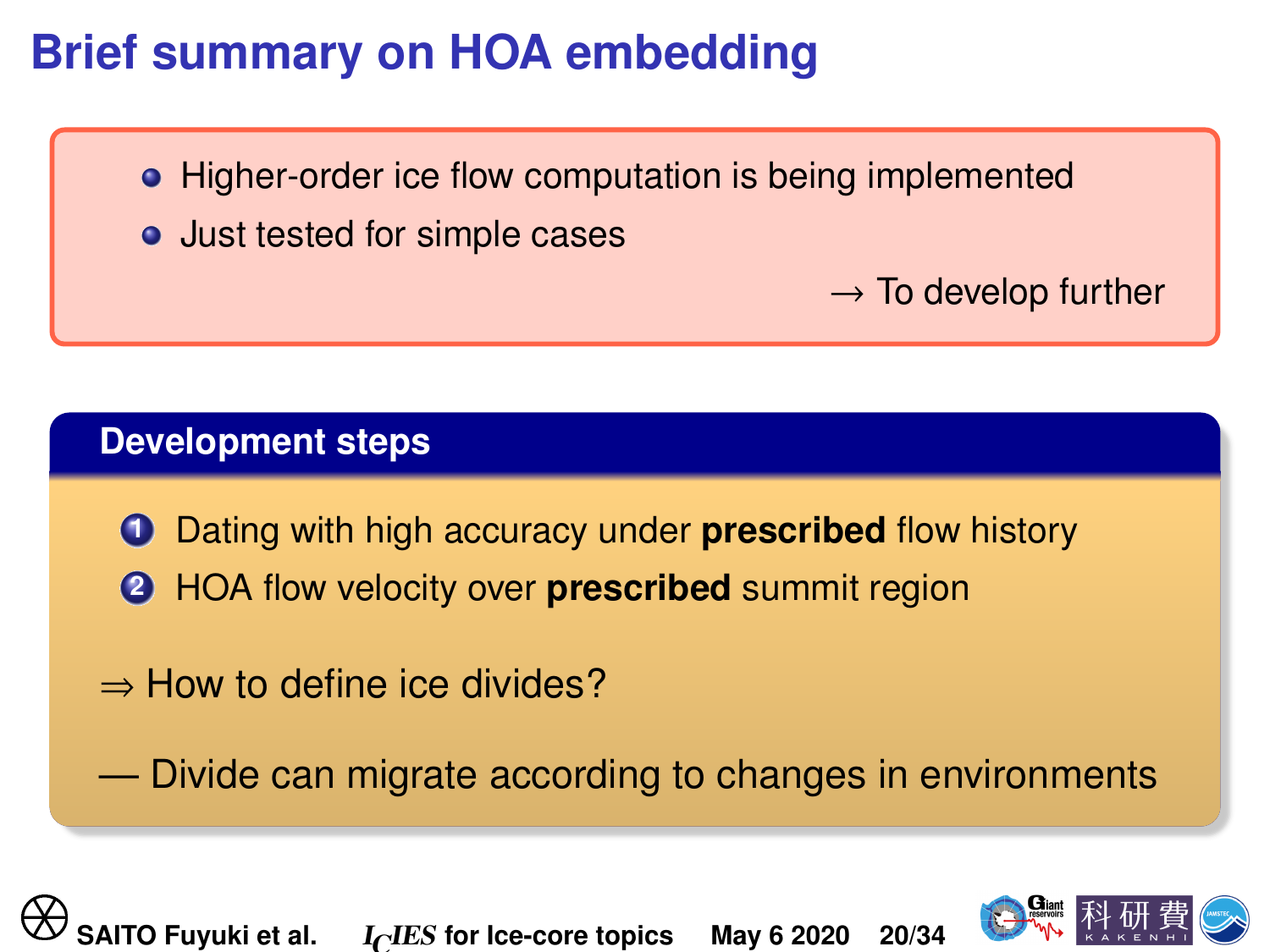# Brief summary on HOA embedding

- Higher-order ice flow computation is being implemented
- Just tested for simple cases

→ To develop further

## Development steps

1. Dating with high accuracy under **prescribed** flow history
2. HOA flow velocity over **prescribed** summit region

⇒ How to define ice divides?

— Divide can migrate according to changes in environments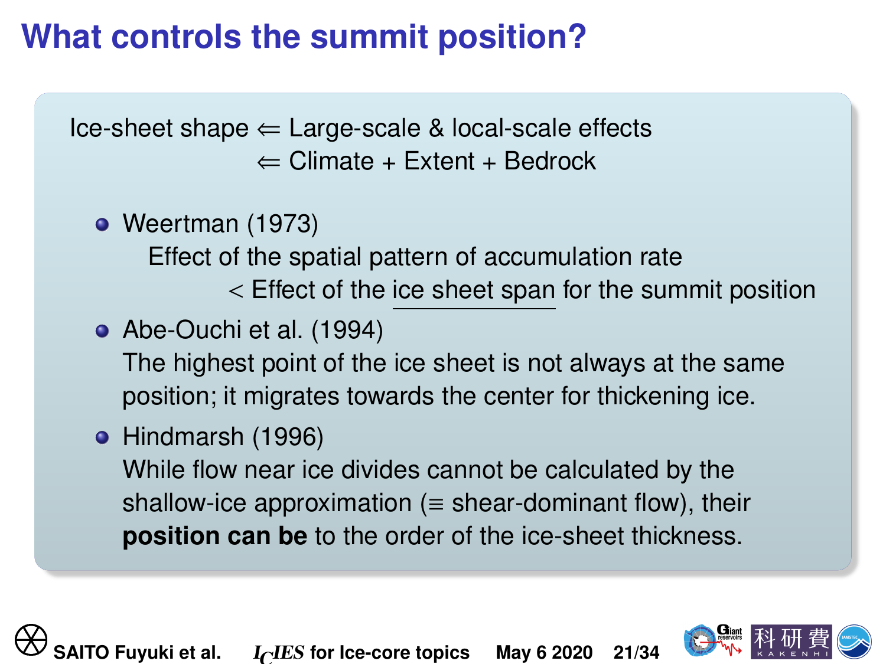# What controls the summit position?

Ice-sheet shape $\Leftarrow$ Large-scale & local-scale effects

$\Leftarrow$ Climate + Extent + Bedrock

- Weertman (1973)

  Effect of the spatial pattern of accumulation rate

  < Effect of the <u>ice sheet span</u> for the summit position

- Abe-Ouchi et al. (1994)

  The highest point of the ice sheet is not always at the same position; it migrates towards the center for thickening ice.

- Hindmarsh (1996)

  While flow near ice divides cannot be calculated by the shallow-ice approximation ($\equiv$ shear-dominant flow), their **position can be** to the order of the ice-sheet thickness.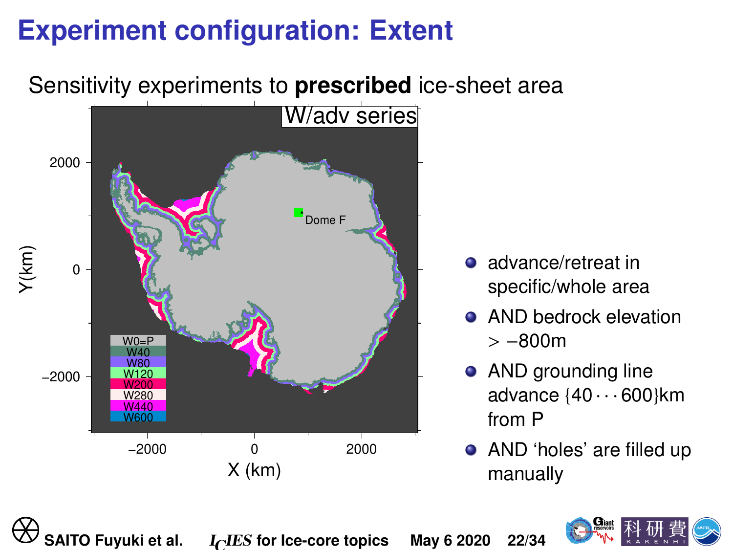# Experiment configuration: Extent

Sensitivity experiments to **prescribed** ice-sheet area

- advance/retreat in specific/whole area
- AND bedrock elevation $> -800$m
- AND grounding line advance $\{40 \cdots 600\}$km from P
- AND 'holes' are filled up manually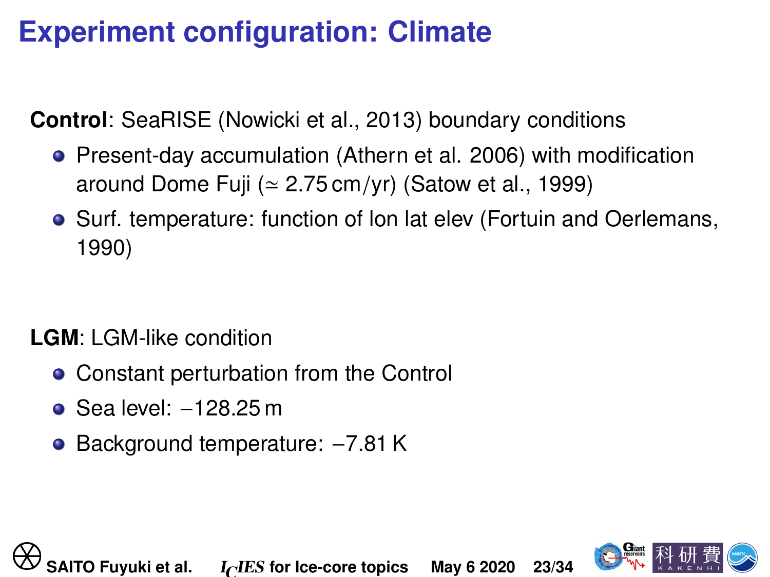# Experiment configuration: Climate

**Control**: SeaRISE (Nowicki et al., 2013) boundary conditions

- Present-day accumulation (Athern et al. 2006) with modification around Dome Fuji ($\simeq 2.75\,\mathrm{cm/yr}$) (Satow et al., 1999)
- Surf. temperature: function of lon lat elev (Fortuin and Oerlemans, 1990)

**LGM**: LGM-like condition

- Constant perturbation from the Control
- Sea level: $-128.25\,\mathrm{m}$
- Background temperature: $-7.81\,\mathrm{K}$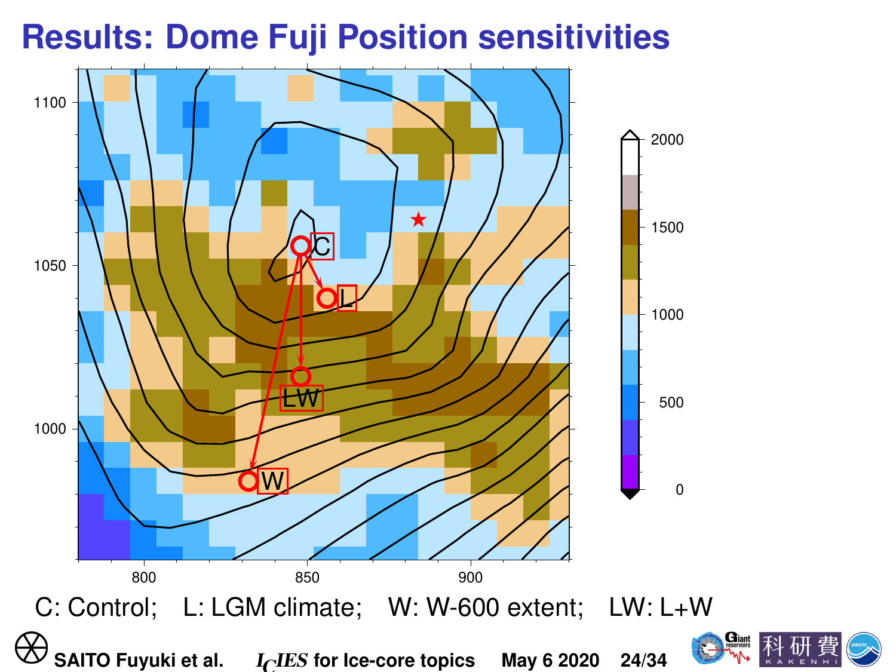# Results: Dome Fuji Position sensitivities

C: Control;  L: LGM climate;  W: W-600 extent;  LW: L+W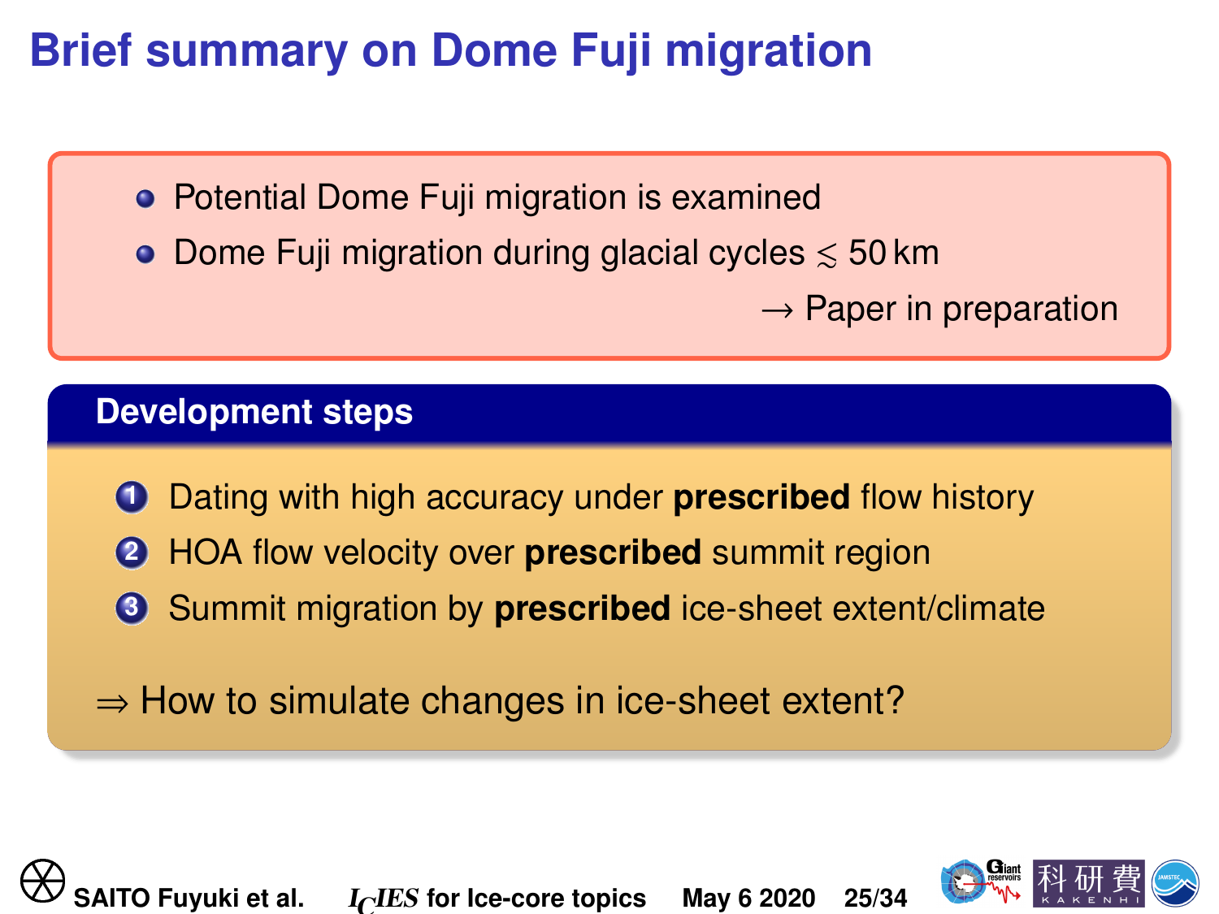# Brief summary on Dome Fuji migration

- Potential Dome Fuji migration is examined
- Dome Fuji migration during glacial cycles $\lesssim$ 50 km

$\rightarrow$ Paper in preparation

## Development steps

1. Dating with high accuracy under **prescribed** flow history
2. HOA flow velocity over **prescribed** summit region
3. Summit migration by **prescribed** ice-sheet extent/climate

$\Rightarrow$ How to simulate changes in ice-sheet extent?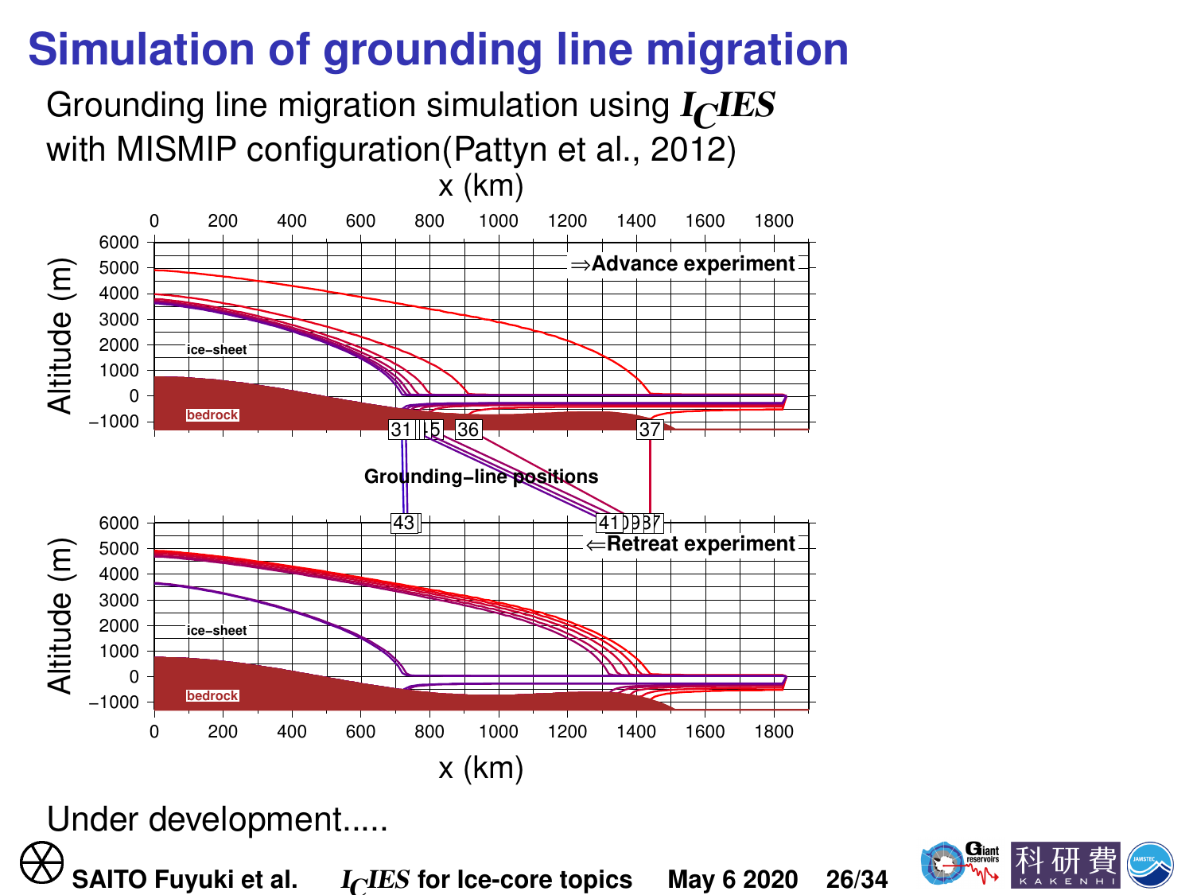# Simulation of grounding line migration

Grounding line migration simulation using *I<sub>C</sub>IES* with MISMIP configuration(Pattyn et al., 2012)

Under development.....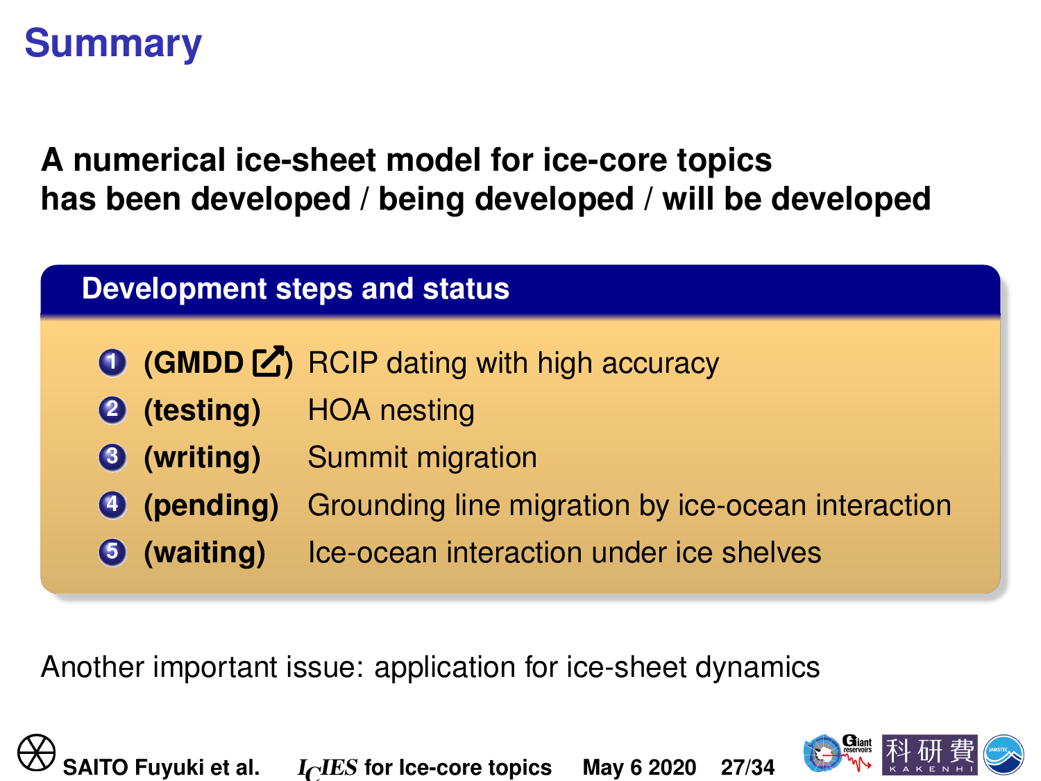# Summary

**A numerical ice-sheet model for ice-core topics has been developed / being developed / will be developed**

## Development steps and status

1. **(GMDD ↗)** RCIP dating with high accuracy
2. **(testing)** HOA nesting
3. **(writing)** Summit migration
4. **(pending)** Grounding line migration by ice-ocean interaction
5. **(waiting)** Ice-ocean interaction under ice shelves

Another important issue: application for ice-sheet dynamics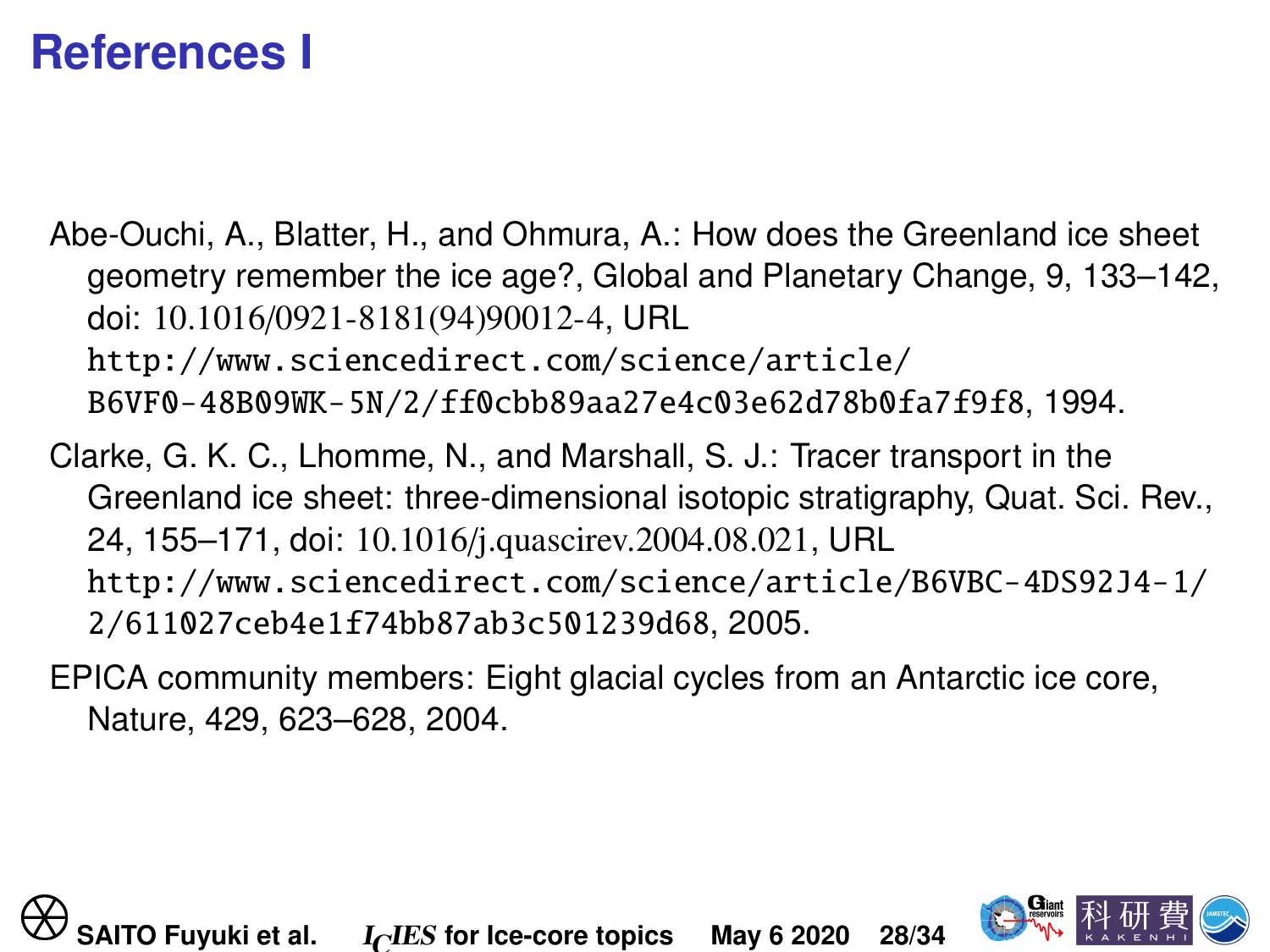# References I

Abe-Ouchi, A., Blatter, H., and Ohmura, A.: How does the Greenland ice sheet geometry remember the ice age?, Global and Planetary Change, 9, 133–142, doi: 10.1016/0921-8181(94)90012-4, URL http://www.sciencedirect.com/science/article/B6VF0-48B09WK-5N/2/ff0cbb89aa27e4c03e62d78b0fa7f9f8, 1994.

Clarke, G. K. C., Lhomme, N., and Marshall, S. J.: Tracer transport in the Greenland ice sheet: three-dimensional isotopic stratigraphy, Quat. Sci. Rev., 24, 155–171, doi: 10.1016/j.quascirev.2004.08.021, URL http://www.sciencedirect.com/science/article/B6VBC-4DS92J4-1/2/611027ceb4e1f74bb87ab3c501239d68, 2005.

EPICA community members: Eight glacial cycles from an Antarctic ice core, Nature, 429, 623–628, 2004.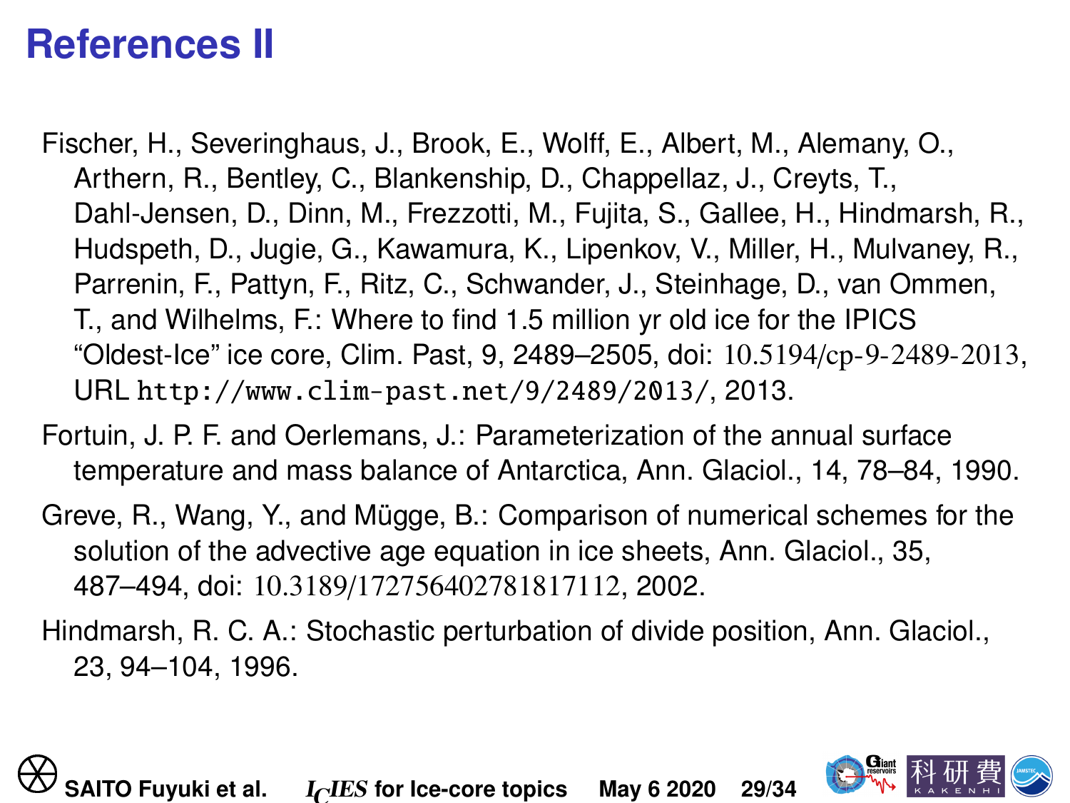# References II

Fischer, H., Severinghaus, J., Brook, E., Wolff, E., Albert, M., Alemany, O., Arthern, R., Bentley, C., Blankenship, D., Chappellaz, J., Creyts, T., Dahl-Jensen, D., Dinn, M., Frezzotti, M., Fujita, S., Gallee, H., Hindmarsh, R., Hudspeth, D., Jugie, G., Kawamura, K., Lipenkov, V., Miller, H., Mulvaney, R., Parrenin, F., Pattyn, F., Ritz, C., Schwander, J., Steinhage, D., van Ommen, T., and Wilhelms, F.: Where to find 1.5 million yr old ice for the IPICS "Oldest-Ice" ice core, Clim. Past, 9, 2489–2505, doi: 10.5194/cp-9-2489-2013, URL http://www.clim-past.net/9/2489/2013/, 2013.

Fortuin, J. P. F. and Oerlemans, J.: Parameterization of the annual surface temperature and mass balance of Antarctica, Ann. Glaciol., 14, 78–84, 1990.

Greve, R., Wang, Y., and Mügge, B.: Comparison of numerical schemes for the solution of the advective age equation in ice sheets, Ann. Glaciol., 35, 487–494, doi: 10.3189/172756402781817112, 2002.

Hindmarsh, R. C. A.: Stochastic perturbation of divide position, Ann. Glaciol., 23, 94–104, 1996.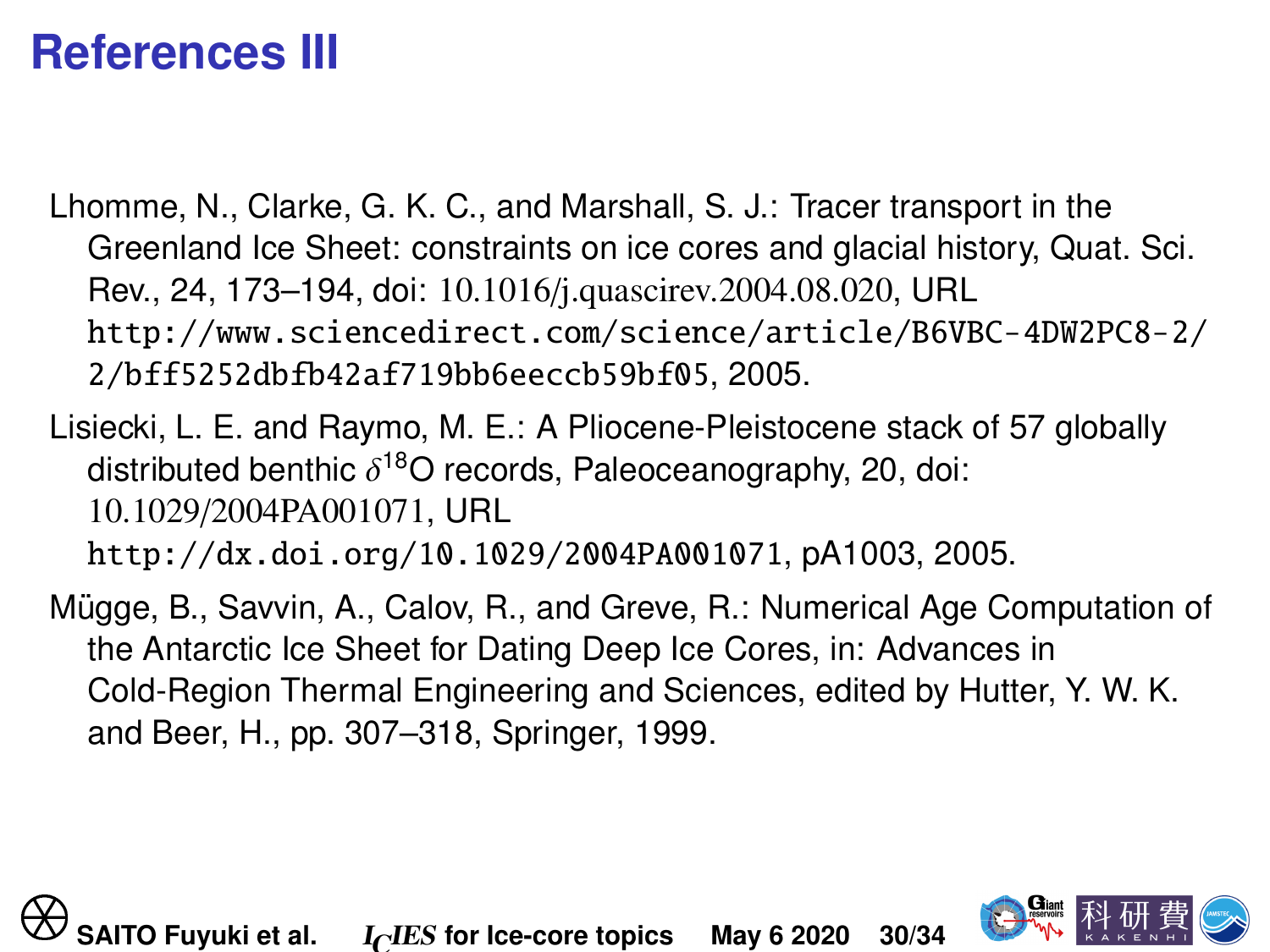# References III

Lhomme, N., Clarke, G. K. C., and Marshall, S. J.: Tracer transport in the Greenland Ice Sheet: constraints on ice cores and glacial history, Quat. Sci. Rev., 24, 173–194, doi: 10.1016/j.quascirev.2004.08.020, URL http://www.sciencedirect.com/science/article/B6VBC-4DW2PC8-2/2/bff5252dbfb42af719bb6eeccb59bf05, 2005.

Lisiecki, L. E. and Raymo, M. E.: A Pliocene-Pleistocene stack of 57 globally distributed benthic $\delta^{18}$O records, Paleoceanography, 20, doi: 10.1029/2004PA001071, URL http://dx.doi.org/10.1029/2004PA001071, pA1003, 2005.

Mügge, B., Savvin, A., Calov, R., and Greve, R.: Numerical Age Computation of the Antarctic Ice Sheet for Dating Deep Ice Cores, in: Advances in Cold-Region Thermal Engineering and Sciences, edited by Hutter, Y. W. K. and Beer, H., pp. 307–318, Springer, 1999.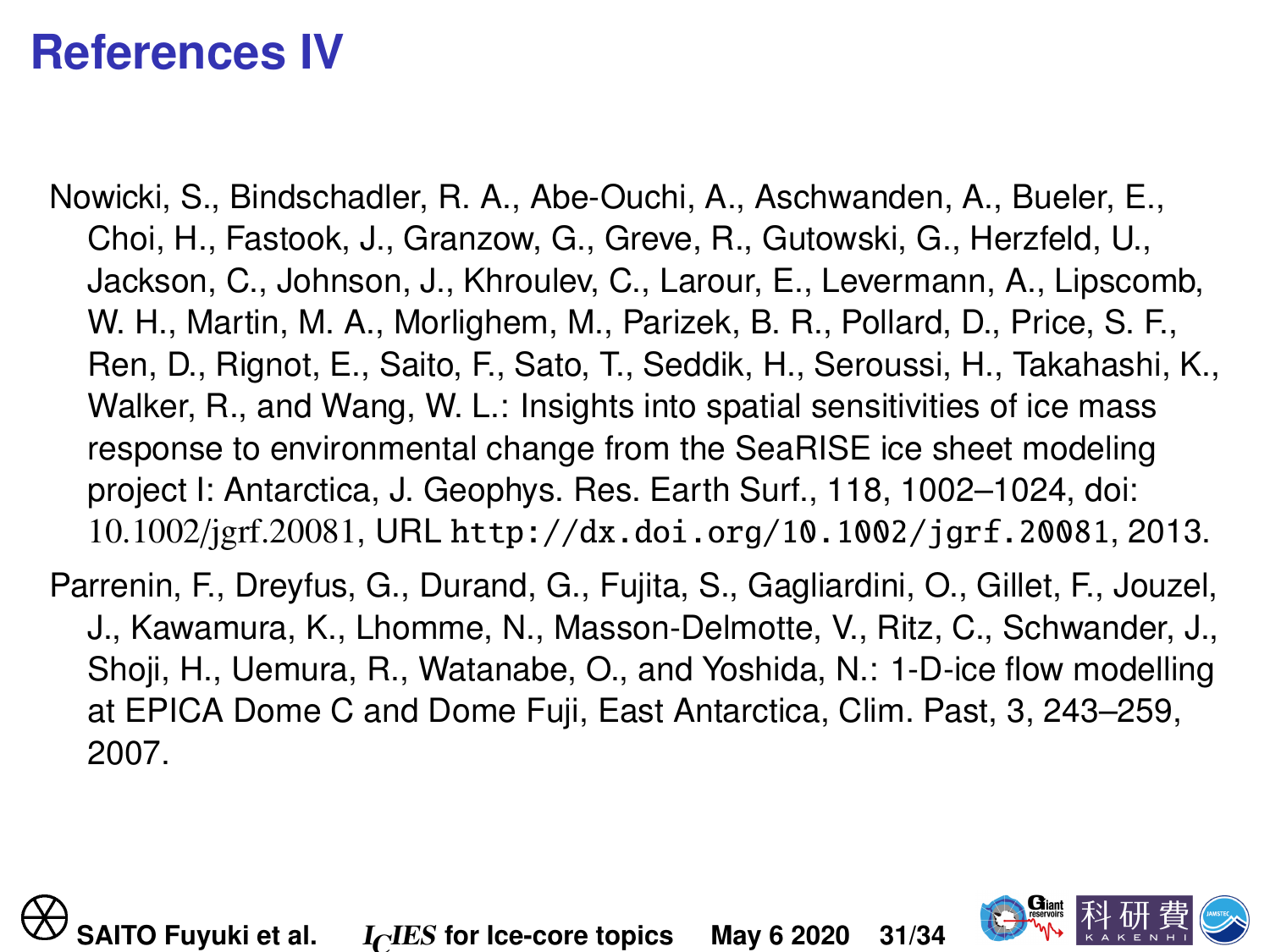# References IV

Nowicki, S., Bindschadler, R. A., Abe-Ouchi, A., Aschwanden, A., Bueler, E., Choi, H., Fastook, J., Granzow, G., Greve, R., Gutowski, G., Herzfeld, U., Jackson, C., Johnson, J., Khroulev, C., Larour, E., Levermann, A., Lipscomb, W. H., Martin, M. A., Morlighem, M., Parizek, B. R., Pollard, D., Price, S. F., Ren, D., Rignot, E., Saito, F., Sato, T., Seddik, H., Seroussi, H., Takahashi, K., Walker, R., and Wang, W. L.: Insights into spatial sensitivities of ice mass response to environmental change from the SeaRISE ice sheet modeling project I: Antarctica, J. Geophys. Res. Earth Surf., 118, 1002–1024, doi: 10.1002/jgrf.20081, URL `http://dx.doi.org/10.1002/jgrf.20081`, 2013.

Parrenin, F., Dreyfus, G., Durand, G., Fujita, S., Gagliardini, O., Gillet, F., Jouzel, J., Kawamura, K., Lhomme, N., Masson-Delmotte, V., Ritz, C., Schwander, J., Shoji, H., Uemura, R., Watanabe, O., and Yoshida, N.: 1-D-ice flow modelling at EPICA Dome C and Dome Fuji, East Antarctica, Clim. Past, 3, 243–259, 2007.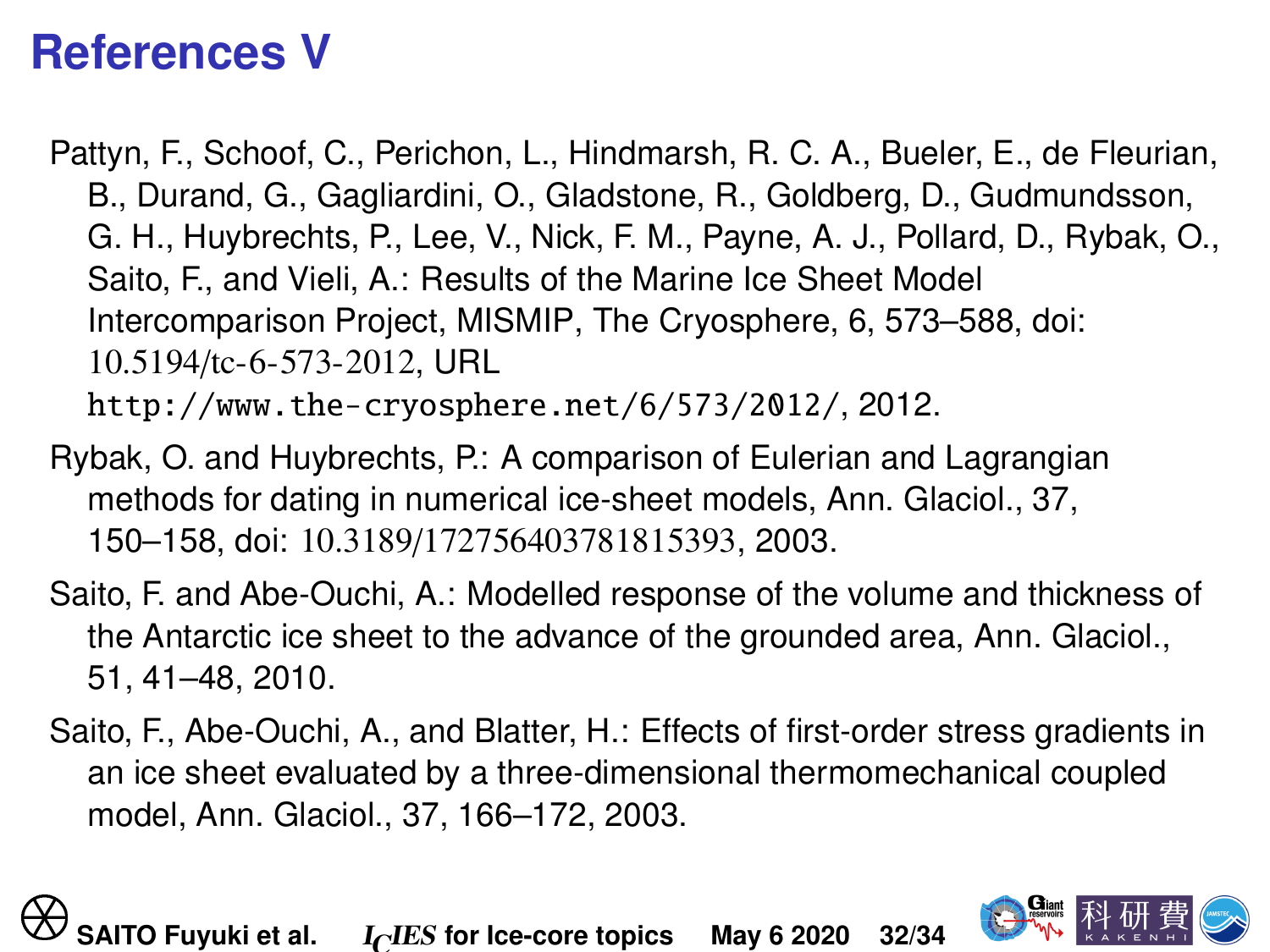# References V

Pattyn, F., Schoof, C., Perichon, L., Hindmarsh, R. C. A., Bueler, E., de Fleurian, B., Durand, G., Gagliardini, O., Gladstone, R., Goldberg, D., Gudmundsson, G. H., Huybrechts, P., Lee, V., Nick, F. M., Payne, A. J., Pollard, D., Rybak, O., Saito, F., and Vieli, A.: Results of the Marine Ice Sheet Model Intercomparison Project, MISMIP, The Cryosphere, 6, 573–588, doi: 10.5194/tc-6-573-2012, URL http://www.the-cryosphere.net/6/573/2012/, 2012.

Rybak, O. and Huybrechts, P.: A comparison of Eulerian and Lagrangian methods for dating in numerical ice-sheet models, Ann. Glaciol., 37, 150–158, doi: 10.3189/172756403781815393, 2003.

Saito, F. and Abe-Ouchi, A.: Modelled response of the volume and thickness of the Antarctic ice sheet to the advance of the grounded area, Ann. Glaciol., 51, 41–48, 2010.

Saito, F., Abe-Ouchi, A., and Blatter, H.: Effects of first-order stress gradients in an ice sheet evaluated by a three-dimensional thermomechanical coupled model, Ann. Glaciol., 37, 166–172, 2003.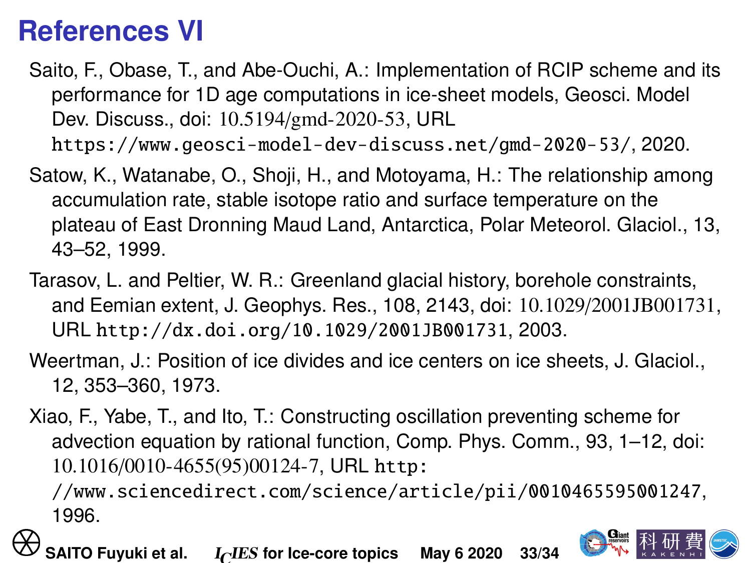# References VI

Saito, F., Obase, T., and Abe-Ouchi, A.: Implementation of RCIP scheme and its performance for 1D age computations in ice-sheet models, Geosci. Model Dev. Discuss., doi: 10.5194/gmd-2020-53, URL https://www.geosci-model-dev-discuss.net/gmd-2020-53/, 2020.

Satow, K., Watanabe, O., Shoji, H., and Motoyama, H.: The relationship among accumulation rate, stable isotope ratio and surface temperature on the plateau of East Dronning Maud Land, Antarctica, Polar Meteorol. Glaciol., 13, 43–52, 1999.

Tarasov, L. and Peltier, W. R.: Greenland glacial history, borehole constraints, and Eemian extent, J. Geophys. Res., 108, 2143, doi: 10.1029/2001JB001731, URL http://dx.doi.org/10.1029/2001JB001731, 2003.

Weertman, J.: Position of ice divides and ice centers on ice sheets, J. Glaciol., 12, 353–360, 1973.

Xiao, F., Yabe, T., and Ito, T.: Constructing oscillation preventing scheme for advection equation by rational function, Comp. Phys. Comm., 93, 1–12, doi: 10.1016/0010-4655(95)00124-7, URL http://www.sciencedirect.com/science/article/pii/0010465595001247, 1996.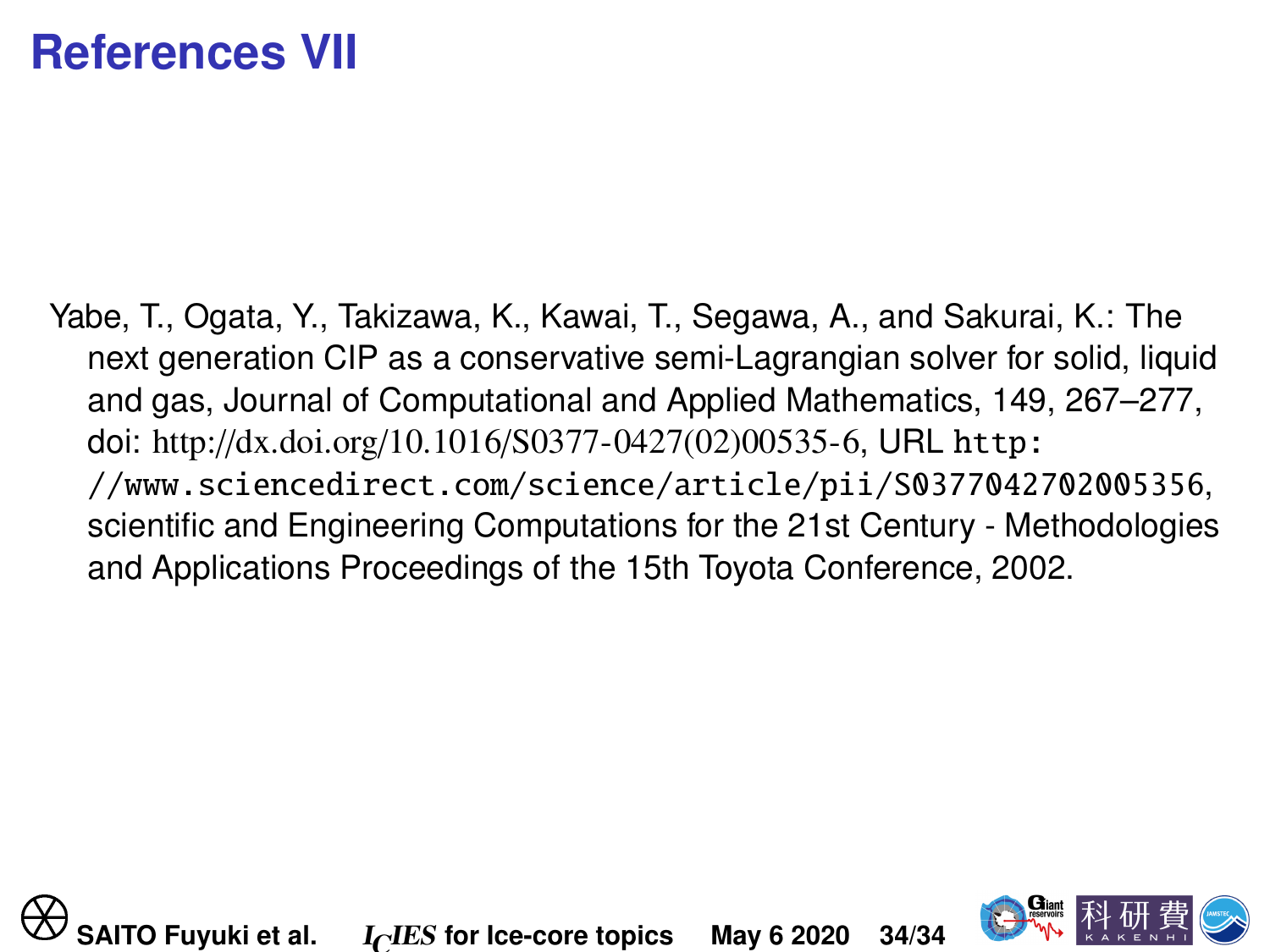# References VII

Yabe, T., Ogata, Y., Takizawa, K., Kawai, T., Segawa, A., and Sakurai, K.: The next generation CIP as a conservative semi-Lagrangian solver for solid, liquid and gas, Journal of Computational and Applied Mathematics, 149, 267–277, doi: http://dx.doi.org/10.1016/S0377-0427(02)00535-6, URL http://www.sciencedirect.com/science/article/pii/S0377042702005356, scientific and Engineering Computations for the 21st Century - Methodologies and Applications Proceedings of the 15th Toyota Conference, 2002.